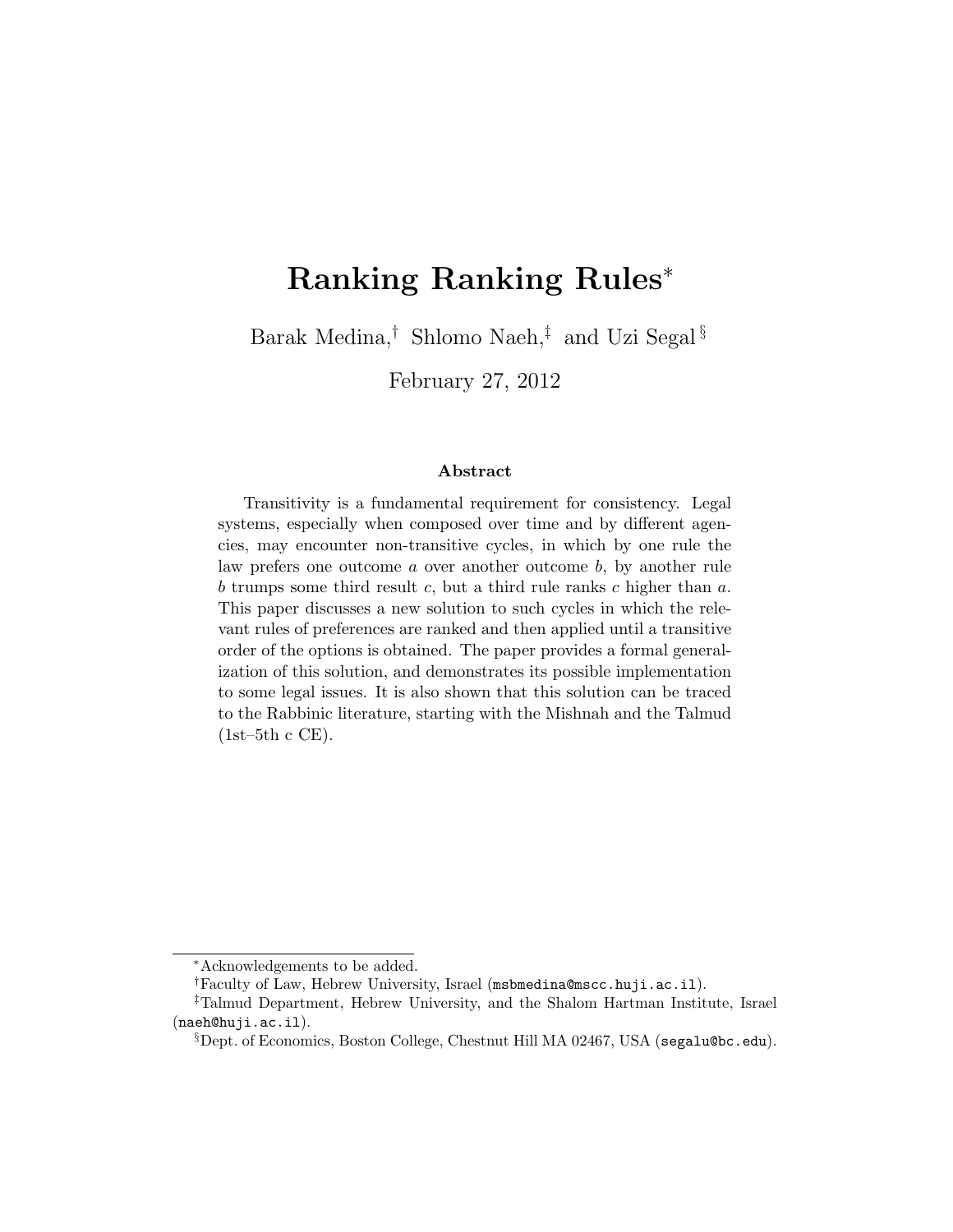# Ranking Ranking Rules[*]

Barak Medina,[†] Shlomo Naeh,[‡] and Uzi Segal[§]

February 27, 2012

### Abstract

Transitivity is a fundamental requirement for consistency. Legal systems, especially when composed over time and by different agencies, may encounter non-transitive cycles, in which by one rule the law prefers one outcome $a$ over another outcome $b$, by another rule $b$ trumps some third result $c$, but a third rule ranks $c$ higher than $a$. This paper discusses a new solution to such cycles in which the relevant rules of preferences are ranked and then applied until a transitive order of the options is obtained. The paper provides a formal generalization of this solution, and demonstrates its possible implementation to some legal issues. It is also shown that this solution can be traced to the Rabbinic literature, starting with the Mishnah and the Talmud (1st–5th c CE).

---

[*] Acknowledgements to be added.

[†] Faculty of Law, Hebrew University, Israel (msbmedina@mscc.huji.ac.il).

[‡] Talmud Department, Hebrew University, and the Shalom Hartman Institute, Israel (naeh@huji.ac.il).

[§] Dept. of Economics, Boston College, Chestnut Hill MA 02467, USA (segalu@bc.edu).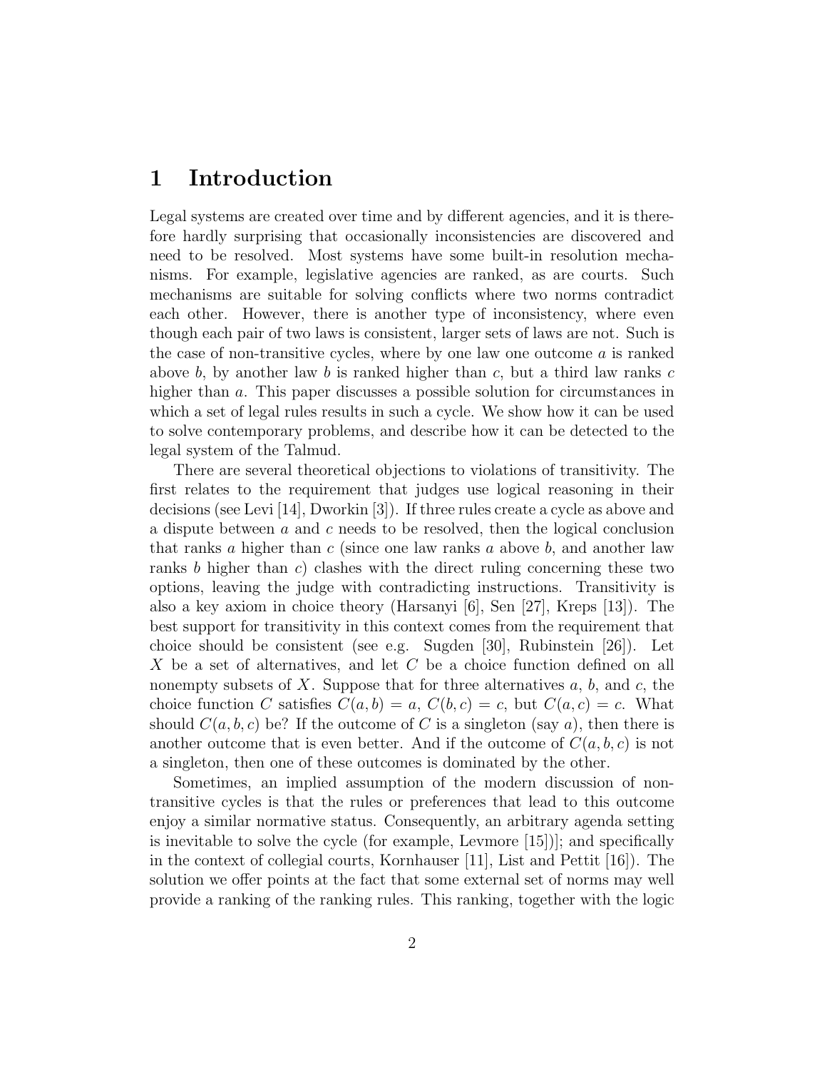# 1 Introduction

Legal systems are created over time and by different agencies, and it is therefore hardly surprising that occasionally inconsistencies are discovered and need to be resolved. Most systems have some built-in resolution mechanisms. For example, legislative agencies are ranked, as are courts. Such mechanisms are suitable for solving conflicts where two norms contradict each other. However, there is another type of inconsistency, where even though each pair of two laws is consistent, larger sets of laws are not. Such is the case of non-transitive cycles, where by one law one outcome $a$ is ranked above $b$, by another law $b$ is ranked higher than $c$, but a third law ranks $c$ higher than $a$. This paper discusses a possible solution for circumstances in which a set of legal rules results in such a cycle. We show how it can be used to solve contemporary problems, and describe how it can be detected to the legal system of the Talmud.

There are several theoretical objections to violations of transitivity. The first relates to the requirement that judges use logical reasoning in their decisions (see Levi [14], Dworkin [3]). If three rules create a cycle as above and a dispute between $a$ and $c$ needs to be resolved, then the logical conclusion that ranks $a$ higher than $c$ (since one law ranks $a$ above $b$, and another law ranks $b$ higher than $c$) clashes with the direct ruling concerning these two options, leaving the judge with contradicting instructions. Transitivity is also a key axiom in choice theory (Harsanyi [6], Sen [27], Kreps [13]). The best support for transitivity in this context comes from the requirement that choice should be consistent (see e.g. Sugden [30], Rubinstein [26]). Let $X$ be a set of alternatives, and let $C$ be a choice function defined on all nonempty subsets of $X$. Suppose that for three alternatives $a$, $b$, and $c$, the choice function $C$ satisfies $C(a, b) = a$, $C(b, c) = c$, but $C(a, c) = c$. What should $C(a, b, c)$ be? If the outcome of $C$ is a singleton (say $a$), then there is another outcome that is even better. And if the outcome of $C(a, b, c)$ is not a singleton, then one of these outcomes is dominated by the other.

Sometimes, an implied assumption of the modern discussion of non-transitive cycles is that the rules or preferences that lead to this outcome enjoy a similar normative status. Consequently, an arbitrary agenda setting is inevitable to solve the cycle (for example, Levmore [15])]; and specifically in the context of collegial courts, Kornhauser [11], List and Pettit [16]). The solution we offer points at the fact that some external set of norms may well provide a ranking of the ranking rules. This ranking, together with the logic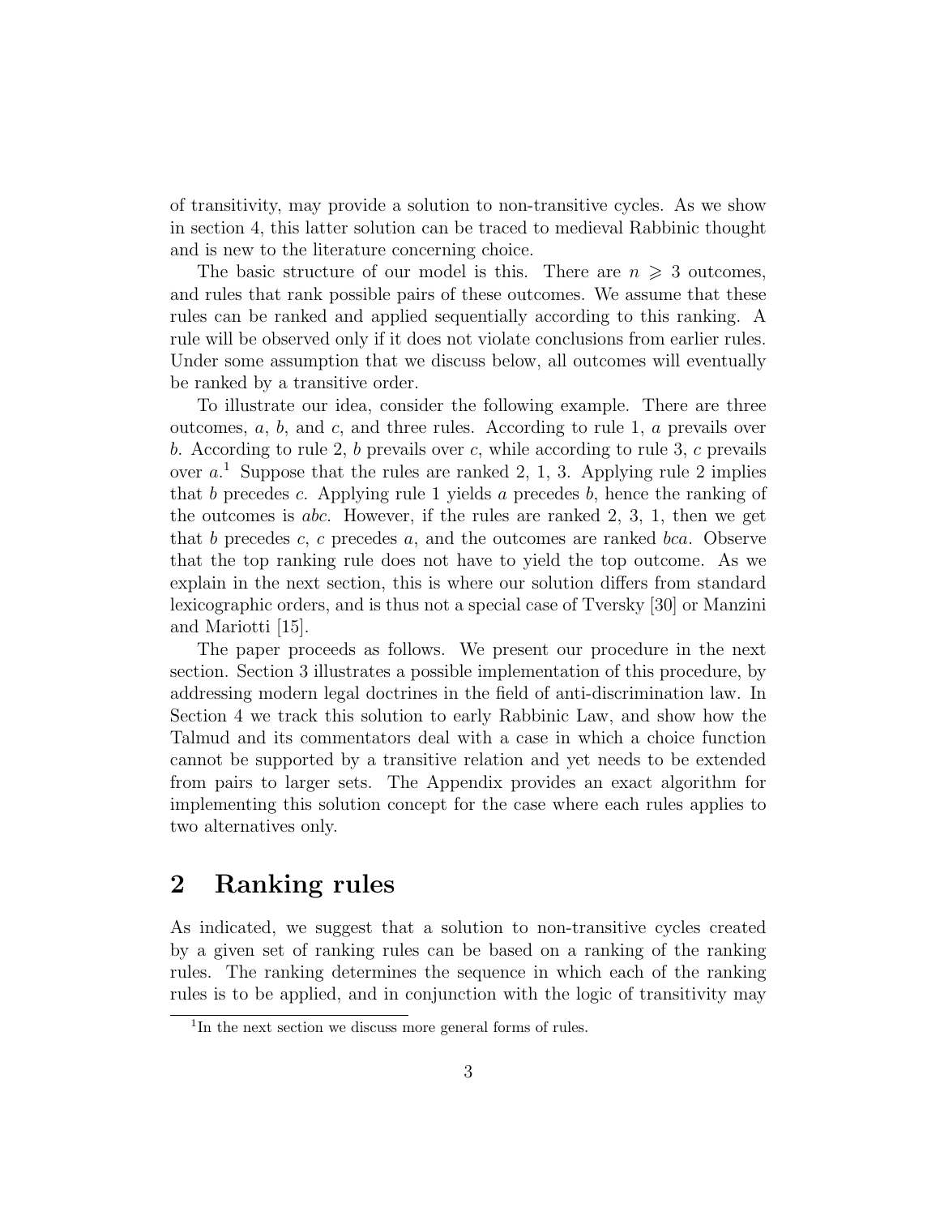of transitivity, may provide a solution to non-transitive cycles. As we show in section 4, this latter solution can be traced to medieval Rabbinic thought and is new to the literature concerning choice.

The basic structure of our model is this. There are $n \geqslant 3$ outcomes, and rules that rank possible pairs of these outcomes. We assume that these rules can be ranked and applied sequentially according to this ranking. A rule will be observed only if it does not violate conclusions from earlier rules. Under some assumption that we discuss below, all outcomes will eventually be ranked by a transitive order.

To illustrate our idea, consider the following example. There are three outcomes, $a$, $b$, and $c$, and three rules. According to rule 1, $a$ prevails over $b$. According to rule 2, $b$ prevails over $c$, while according to rule 3, $c$ prevails over $a$.[1] Suppose that the rules are ranked 2, 1, 3. Applying rule 2 implies that $b$ precedes $c$. Applying rule 1 yields $a$ precedes $b$, hence the ranking of the outcomes is $abc$. However, if the rules are ranked 2, 3, 1, then we get that $b$ precedes $c$, $c$ precedes $a$, and the outcomes are ranked $bca$. Observe that the top ranking rule does not have to yield the top outcome. As we explain in the next section, this is where our solution differs from standard lexicographic orders, and is thus not a special case of Tversky [30] or Manzini and Mariotti [15].

The paper proceeds as follows. We present our procedure in the next section. Section 3 illustrates a possible implementation of this procedure, by addressing modern legal doctrines in the field of anti-discrimination law. In Section 4 we track this solution to early Rabbinic Law, and show how the Talmud and its commentators deal with a case in which a choice function cannot be supported by a transitive relation and yet needs to be extended from pairs to larger sets. The Appendix provides an exact algorithm for implementing this solution concept for the case where each rules applies to two alternatives only.

## 2 Ranking rules

As indicated, we suggest that a solution to non-transitive cycles created by a given set of ranking rules can be based on a ranking of the ranking rules. The ranking determines the sequence in which each of the ranking rules is to be applied, and in conjunction with the logic of transitivity may

[1] In the next section we discuss more general forms of rules.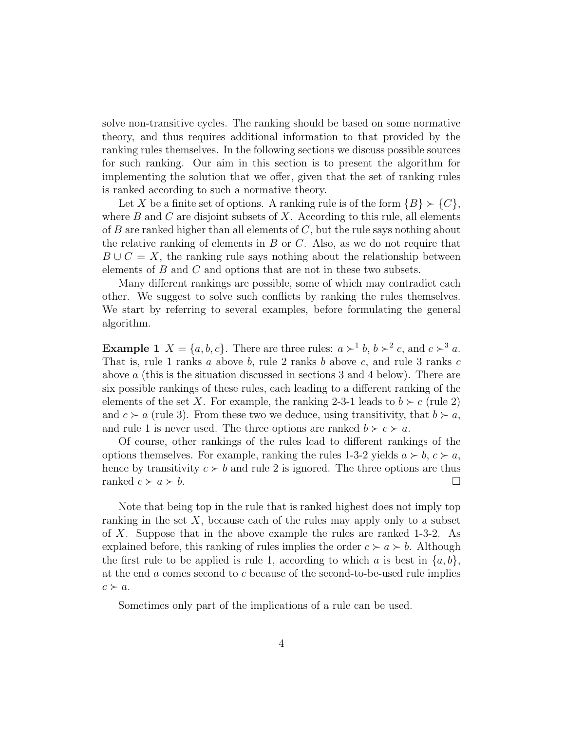solve non-transitive cycles. The ranking should be based on some normative theory, and thus requires additional information to that provided by the ranking rules themselves. In the following sections we discuss possible sources for such ranking. Our aim in this section is to present the algorithm for implementing the solution that we offer, given that the set of ranking rules is ranked according to such a normative theory.

Let $X$ be a finite set of options. A ranking rule is of the form $\{B\} \succ \{C\}$, where $B$ and $C$ are disjoint subsets of $X$. According to this rule, all elements of $B$ are ranked higher than all elements of $C$, but the rule says nothing about the relative ranking of elements in $B$ or $C$. Also, as we do not require that $B \cup C = X$, the ranking rule says nothing about the relationship between elements of $B$ and $C$ and options that are not in these two subsets.

Many different rankings are possible, some of which may contradict each other. We suggest to solve such conflicts by ranking the rules themselves. We start by referring to several examples, before formulating the general algorithm.

**Example 1** $X = \{a, b, c\}$. There are three rules: $a \succ^1 b$, $b \succ^2 c$, and $c \succ^3 a$. That is, rule 1 ranks $a$ above $b$, rule 2 ranks $b$ above $c$, and rule 3 ranks $c$ above $a$ (this is the situation discussed in sections 3 and 4 below). There are six possible rankings of these rules, each leading to a different ranking of the elements of the set $X$. For example, the ranking 2-3-1 leads to $b \succ c$ (rule 2) and $c \succ a$ (rule 3). From these two we deduce, using transitivity, that $b \succ a$, and rule 1 is never used. The three options are ranked $b \succ c \succ a$.

Of course, other rankings of the rules lead to different rankings of the options themselves. For example, ranking the rules 1-3-2 yields $a \succ b$, $c \succ a$, hence by transitivity $c \succ b$ and rule 2 is ignored. The three options are thus ranked $c \succ a \succ b$. □

Note that being top in the rule that is ranked highest does not imply top ranking in the set $X$, because each of the rules may apply only to a subset of $X$. Suppose that in the above example the rules are ranked 1-3-2. As explained before, this ranking of rules implies the order $c \succ a \succ b$. Although the first rule to be applied is rule 1, according to which $a$ is best in $\{a, b\}$, at the end $a$ comes second to $c$ because of the second-to-be-used rule implies $c \succ a$.

Sometimes only part of the implications of a rule can be used.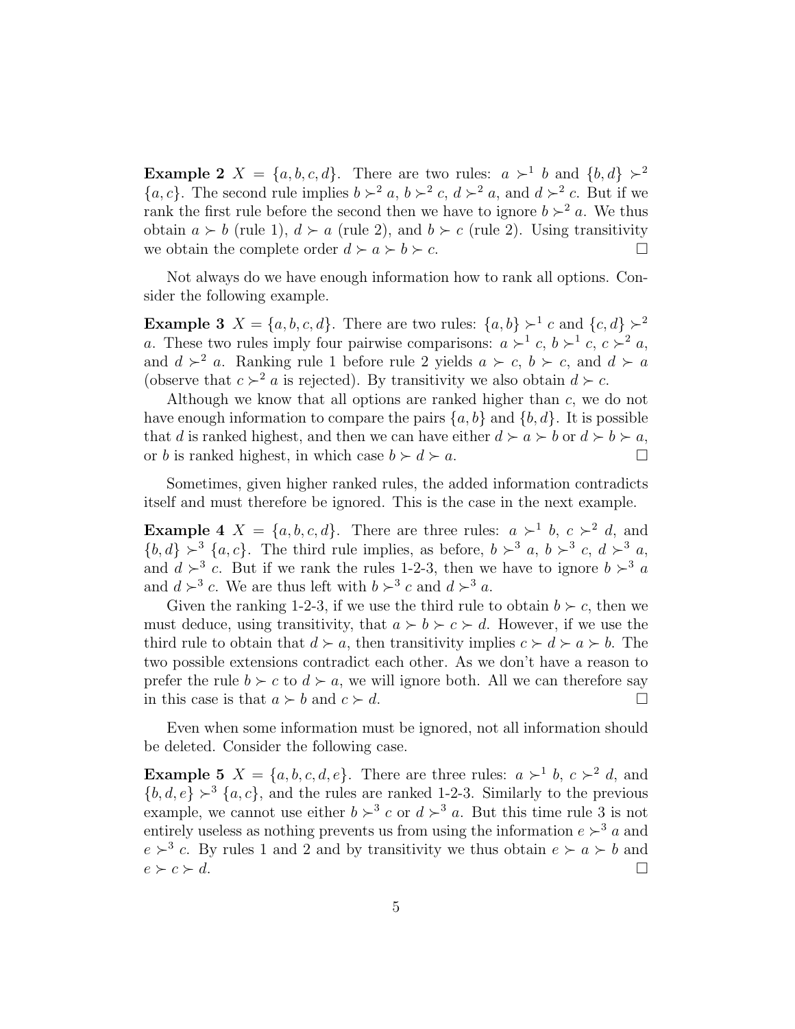**Example 2** $X = \{a, b, c, d\}$. There are two rules: $a \succ^1 b$ and $\{b, d\} \succ^2 \{a, c\}$. The second rule implies $b \succ^2 a$, $b \succ^2 c$, $d \succ^2 a$, and $d \succ^2 c$. But if we rank the first rule before the second then we have to ignore $b \succ^2 a$. We thus obtain $a \succ b$ (rule 1), $d \succ a$ (rule 2), and $b \succ c$ (rule 2). Using transitivity we obtain the complete order $d \succ a \succ b \succ c$. □

Not always do we have enough information how to rank all options. Consider the following example.

**Example 3** $X = \{a, b, c, d\}$. There are two rules: $\{a, b\} \succ^1 c$ and $\{c, d\} \succ^2 a$. These two rules imply four pairwise comparisons: $a \succ^1 c$, $b \succ^1 c$, $c \succ^2 a$, and $d \succ^2 a$. Ranking rule 1 before rule 2 yields $a \succ c$, $b \succ c$, and $d \succ a$ (observe that $c \succ^2 a$ is rejected). By transitivity we also obtain $d \succ c$.

Although we know that all options are ranked higher than $c$, we do not have enough information to compare the pairs $\{a, b\}$ and $\{b, d\}$. It is possible that $d$ is ranked highest, and then we can have either $d \succ a \succ b$ or $d \succ b \succ a$, or $b$ is ranked highest, in which case $b \succ d \succ a$. □

Sometimes, given higher ranked rules, the added information contradicts itself and must therefore be ignored. This is the case in the next example.

**Example 4** $X = \{a, b, c, d\}$. There are three rules: $a \succ^1 b$, $c \succ^2 d$, and $\{b, d\} \succ^3 \{a, c\}$. The third rule implies, as before, $b \succ^3 a$, $b \succ^3 c$, $d \succ^3 a$, and $d \succ^3 c$. But if we rank the rules 1-2-3, then we have to ignore $b \succ^3 a$ and $d \succ^3 c$. We are thus left with $b \succ^3 c$ and $d \succ^3 a$.

Given the ranking 1-2-3, if we use the third rule to obtain $b \succ c$, then we must deduce, using transitivity, that $a \succ b \succ c \succ d$. However, if we use the third rule to obtain that $d \succ a$, then transitivity implies $c \succ d \succ a \succ b$. The two possible extensions contradict each other. As we don't have a reason to prefer the rule $b \succ c$ to $d \succ a$, we will ignore both. All we can therefore say in this case is that $a \succ b$ and $c \succ d$. □

Even when some information must be ignored, not all information should be deleted. Consider the following case.

**Example 5** $X = \{a, b, c, d, e\}$. There are three rules: $a \succ^1 b$, $c \succ^2 d$, and $\{b, d, e\} \succ^3 \{a, c\}$, and the rules are ranked 1-2-3. Similarly to the previous example, we cannot use either $b \succ^3 c$ or $d \succ^3 a$. But this time rule 3 is not entirely useless as nothing prevents us from using the information $e \succ^3 a$ and $e \succ^3 c$. By rules 1 and 2 and by transitivity we thus obtain $e \succ a \succ b$ and $e \succ c \succ d$. □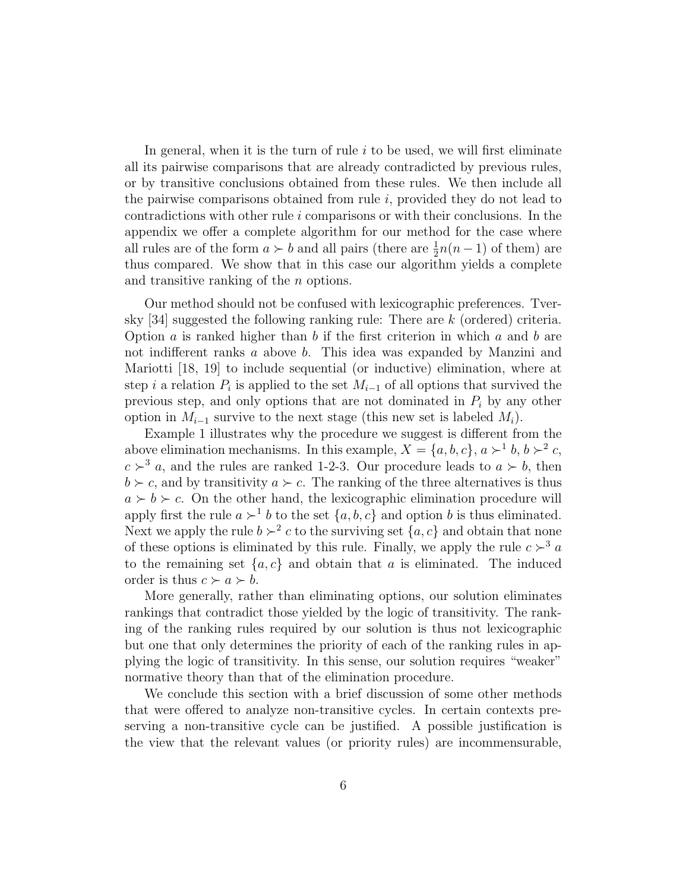In general, when it is the turn of rule $i$ to be used, we will first eliminate all its pairwise comparisons that are already contradicted by previous rules, or by transitive conclusions obtained from these rules. We then include all the pairwise comparisons obtained from rule $i$, provided they do not lead to contradictions with other rule $i$ comparisons or with their conclusions. In the appendix we offer a complete algorithm for our method for the case where all rules are of the form $a \succ b$ and all pairs (there are $\frac{1}{2}n(n-1)$ of them) are thus compared. We show that in this case our algorithm yields a complete and transitive ranking of the $n$ options.

Our method should not be confused with lexicographic preferences. Tversky [34] suggested the following ranking rule: There are $k$ (ordered) criteria. Option $a$ is ranked higher than $b$ if the first criterion in which $a$ and $b$ are not indifferent ranks $a$ above $b$. This idea was expanded by Manzini and Mariotti [18, 19] to include sequential (or inductive) elimination, where at step $i$ a relation $P_i$ is applied to the set $M_{i-1}$ of all options that survived the previous step, and only options that are not dominated in $P_i$ by any other option in $M_{i-1}$ survive to the next stage (this new set is labeled $M_i$).

Example 1 illustrates why the procedure we suggest is different from the above elimination mechanisms. In this example, $X = \{a, b, c\}$, $a \succ^1 b$, $b \succ^2 c$, $c \succ^3 a$, and the rules are ranked 1-2-3. Our procedure leads to $a \succ b$, then $b \succ c$, and by transitivity $a \succ c$. The ranking of the three alternatives is thus $a \succ b \succ c$. On the other hand, the lexicographic elimination procedure will apply first the rule $a \succ^1 b$ to the set $\{a, b, c\}$ and option $b$ is thus eliminated. Next we apply the rule $b \succ^2 c$ to the surviving set $\{a, c\}$ and obtain that none of these options is eliminated by this rule. Finally, we apply the rule $c \succ^3 a$ to the remaining set $\{a, c\}$ and obtain that $a$ is eliminated. The induced order is thus $c \succ a \succ b$.

More generally, rather than eliminating options, our solution eliminates rankings that contradict those yielded by the logic of transitivity. The ranking of the ranking rules required by our solution is thus not lexicographic but one that only determines the priority of each of the ranking rules in applying the logic of transitivity. In this sense, our solution requires "weaker" normative theory than that of the elimination procedure.

We conclude this section with a brief discussion of some other methods that were offered to analyze non-transitive cycles. In certain contexts preserving a non-transitive cycle can be justified. A possible justification is the view that the relevant values (or priority rules) are incommensurable,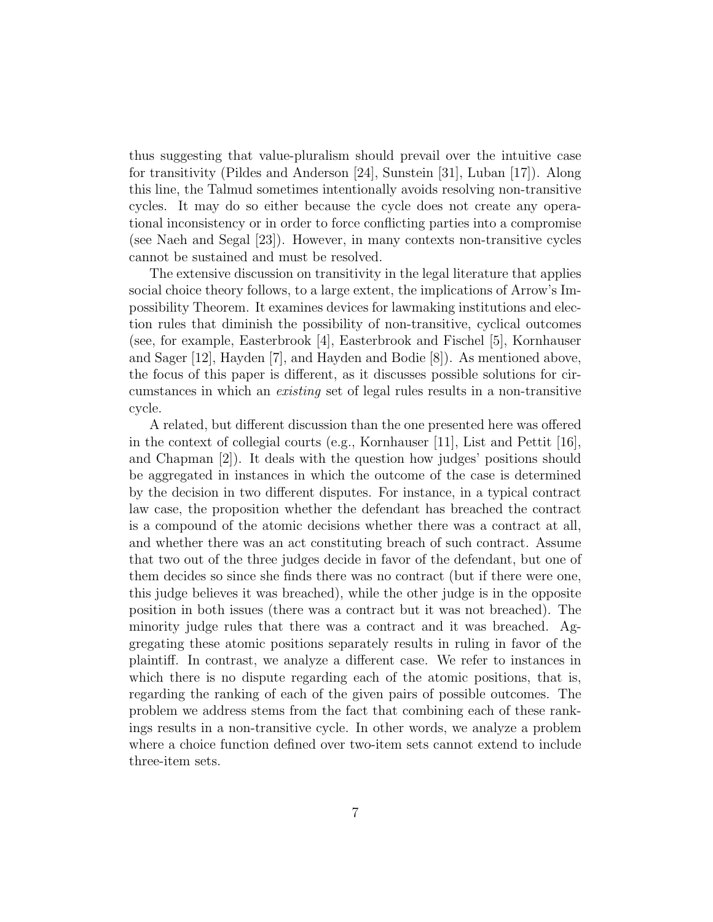thus suggesting that value-pluralism should prevail over the intuitive case for transitivity (Pildes and Anderson [24], Sunstein [31], Luban [17]). Along this line, the Talmud sometimes intentionally avoids resolving non-transitive cycles. It may do so either because the cycle does not create any operational inconsistency or in order to force conflicting parties into a compromise (see Naeh and Segal [23]). However, in many contexts non-transitive cycles cannot be sustained and must be resolved.

The extensive discussion on transitivity in the legal literature that applies social choice theory follows, to a large extent, the implications of Arrow's Impossibility Theorem. It examines devices for lawmaking institutions and election rules that diminish the possibility of non-transitive, cyclical outcomes (see, for example, Easterbrook [4], Easterbrook and Fischel [5], Kornhauser and Sager [12], Hayden [7], and Hayden and Bodie [8]). As mentioned above, the focus of this paper is different, as it discusses possible solutions for circumstances in which an *existing* set of legal rules results in a non-transitive cycle.

A related, but different discussion than the one presented here was offered in the context of collegial courts (e.g., Kornhauser [11], List and Pettit [16], and Chapman [2]). It deals with the question how judges' positions should be aggregated in instances in which the outcome of the case is determined by the decision in two different disputes. For instance, in a typical contract law case, the proposition whether the defendant has breached the contract is a compound of the atomic decisions whether there was a contract at all, and whether there was an act constituting breach of such contract. Assume that two out of the three judges decide in favor of the defendant, but one of them decides so since she finds there was no contract (but if there were one, this judge believes it was breached), while the other judge is in the opposite position in both issues (there was a contract but it was not breached). The minority judge rules that there was a contract and it was breached. Aggregating these atomic positions separately results in ruling in favor of the plaintiff. In contrast, we analyze a different case. We refer to instances in which there is no dispute regarding each of the atomic positions, that is, regarding the ranking of each of the given pairs of possible outcomes. The problem we address stems from the fact that combining each of these rankings results in a non-transitive cycle. In other words, we analyze a problem where a choice function defined over two-item sets cannot extend to include three-item sets.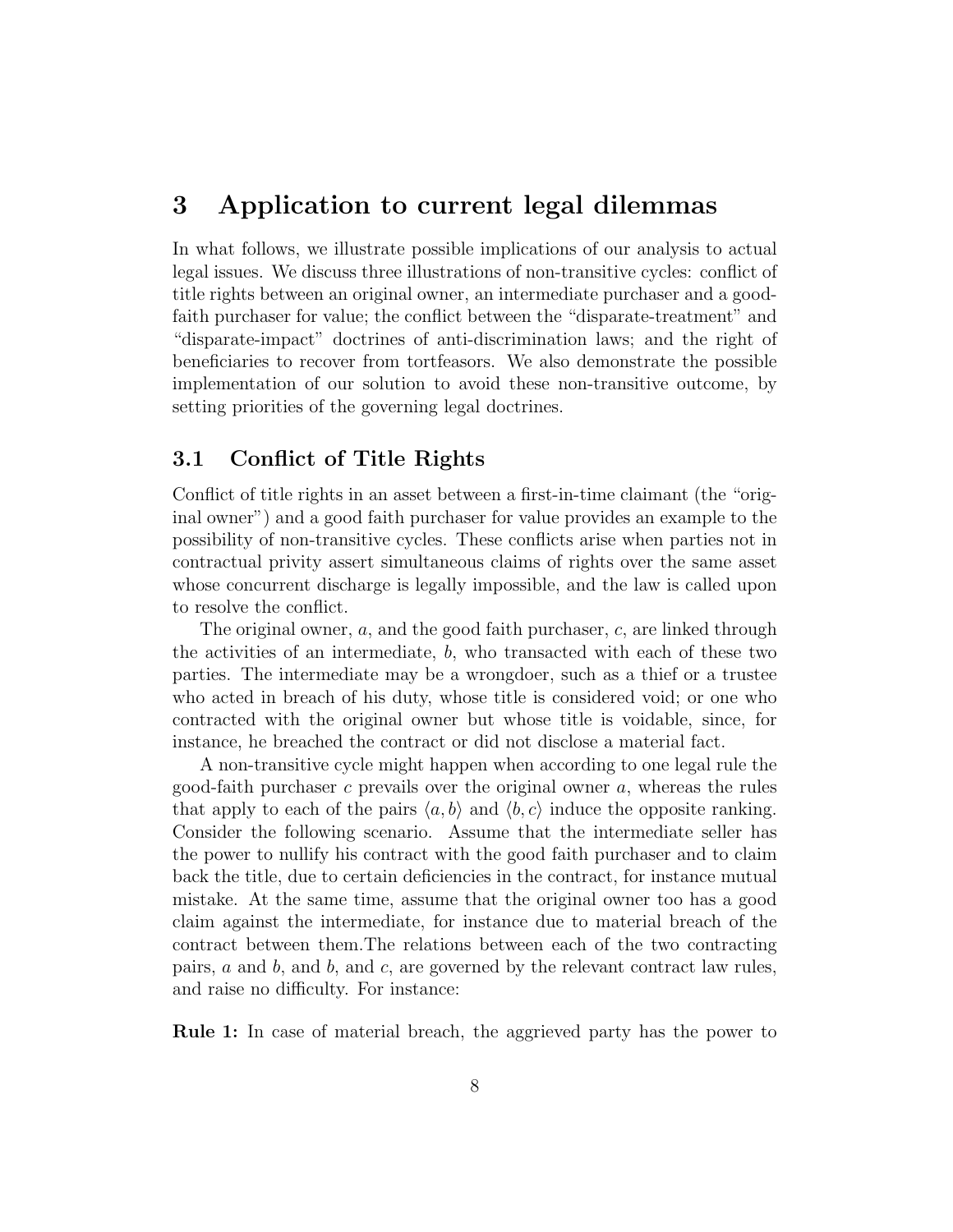## 3 Application to current legal dilemmas

In what follows, we illustrate possible implications of our analysis to actual legal issues. We discuss three illustrations of non-transitive cycles: conflict of title rights between an original owner, an intermediate purchaser and a good-faith purchaser for value; the conflict between the "disparate-treatment" and "disparate-impact" doctrines of anti-discrimination laws; and the right of beneficiaries to recover from tortfeasors. We also demonstrate the possible implementation of our solution to avoid these non-transitive outcome, by setting priorities of the governing legal doctrines.

### 3.1 Conflict of Title Rights

Conflict of title rights in an asset between a first-in-time claimant (the "original owner") and a good faith purchaser for value provides an example to the possibility of non-transitive cycles. These conflicts arise when parties not in contractual privity assert simultaneous claims of rights over the same asset whose concurrent discharge is legally impossible, and the law is called upon to resolve the conflict.

The original owner, $a$, and the good faith purchaser, $c$, are linked through the activities of an intermediate, $b$, who transacted with each of these two parties. The intermediate may be a wrongdoer, such as a thief or a trustee who acted in breach of his duty, whose title is considered void; or one who contracted with the original owner but whose title is voidable, since, for instance, he breached the contract or did not disclose a material fact.

A non-transitive cycle might happen when according to one legal rule the good-faith purchaser $c$ prevails over the original owner $a$, whereas the rules that apply to each of the pairs $\langle a, b\rangle$ and $\langle b, c\rangle$ induce the opposite ranking. Consider the following scenario. Assume that the intermediate seller has the power to nullify his contract with the good faith purchaser and to claim back the title, due to certain deficiencies in the contract, for instance mutual mistake. At the same time, assume that the original owner too has a good claim against the intermediate, for instance due to material breach of the contract between them.The relations between each of the two contracting pairs, $a$ and $b$, and $b$, and $c$, are governed by the relevant contract law rules, and raise no difficulty. For instance:

**Rule 1:** In case of material breach, the aggrieved party has the power to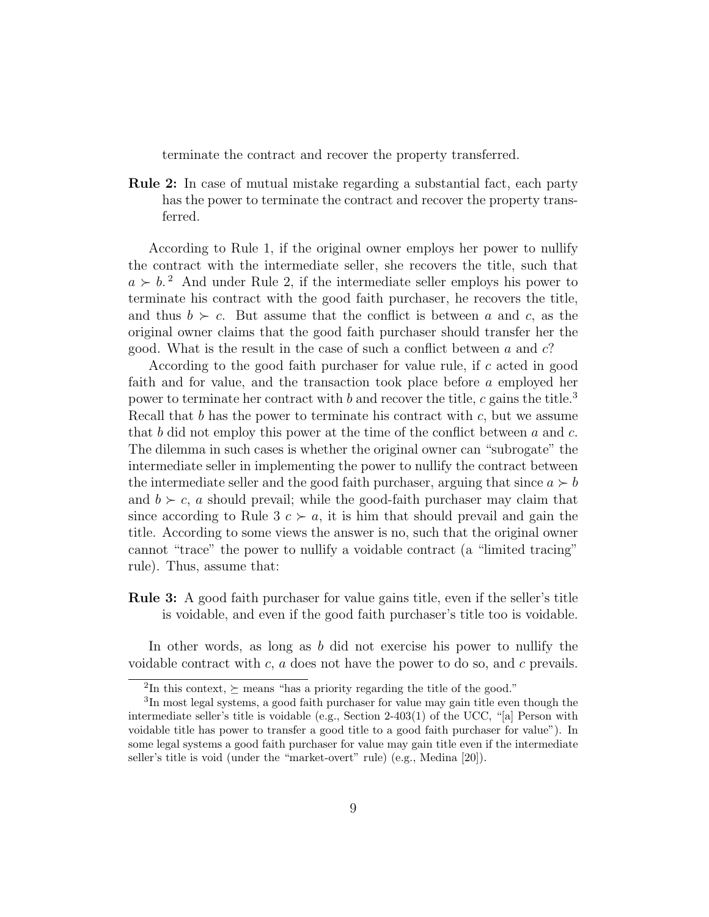terminate the contract and recover the property transferred.

**Rule 2:** In case of mutual mistake regarding a substantial fact, each party has the power to terminate the contract and recover the property transferred.

According to Rule 1, if the original owner employs her power to nullify the contract with the intermediate seller, she recovers the title, such that $a \succ b$.[2] And under Rule 2, if the intermediate seller employs his power to terminate his contract with the good faith purchaser, he recovers the title, and thus $b \succ c$. But assume that the conflict is between $a$ and $c$, as the original owner claims that the good faith purchaser should transfer her the good. What is the result in the case of such a conflict between $a$ and $c$?

According to the good faith purchaser for value rule, if $c$ acted in good faith and for value, and the transaction took place before $a$ employed her power to terminate her contract with $b$ and recover the title, $c$ gains the title.[3] Recall that $b$ has the power to terminate his contract with $c$, but we assume that $b$ did not employ this power at the time of the conflict between $a$ and $c$. The dilemma in such cases is whether the original owner can "subrogate" the intermediate seller in implementing the power to nullify the contract between the intermediate seller and the good faith purchaser, arguing that since $a \succ b$ and $b \succ c$, $a$ should prevail; while the good-faith purchaser may claim that since according to Rule 3 $c \succ a$, it is him that should prevail and gain the title. According to some views the answer is no, such that the original owner cannot "trace" the power to nullify a voidable contract (a "limited tracing" rule). Thus, assume that:

**Rule 3:** A good faith purchaser for value gains title, even if the seller's title is voidable, and even if the good faith purchaser's title too is voidable.

In other words, as long as $b$ did not exercise his power to nullify the voidable contract with $c$, $a$ does not have the power to do so, and $c$ prevails.

---

[2] In this context, $\succeq$ means "has a priority regarding the title of the good."

[3] In most legal systems, a good faith purchaser for value may gain title even though the intermediate seller's title is voidable (e.g., Section 2-403(1) of the UCC, "[a] Person with voidable title has power to transfer a good title to a good faith purchaser for value"). In some legal systems a good faith purchaser for value may gain title even if the intermediate seller's title is void (under the "market-overt" rule) (e.g., Medina [20]).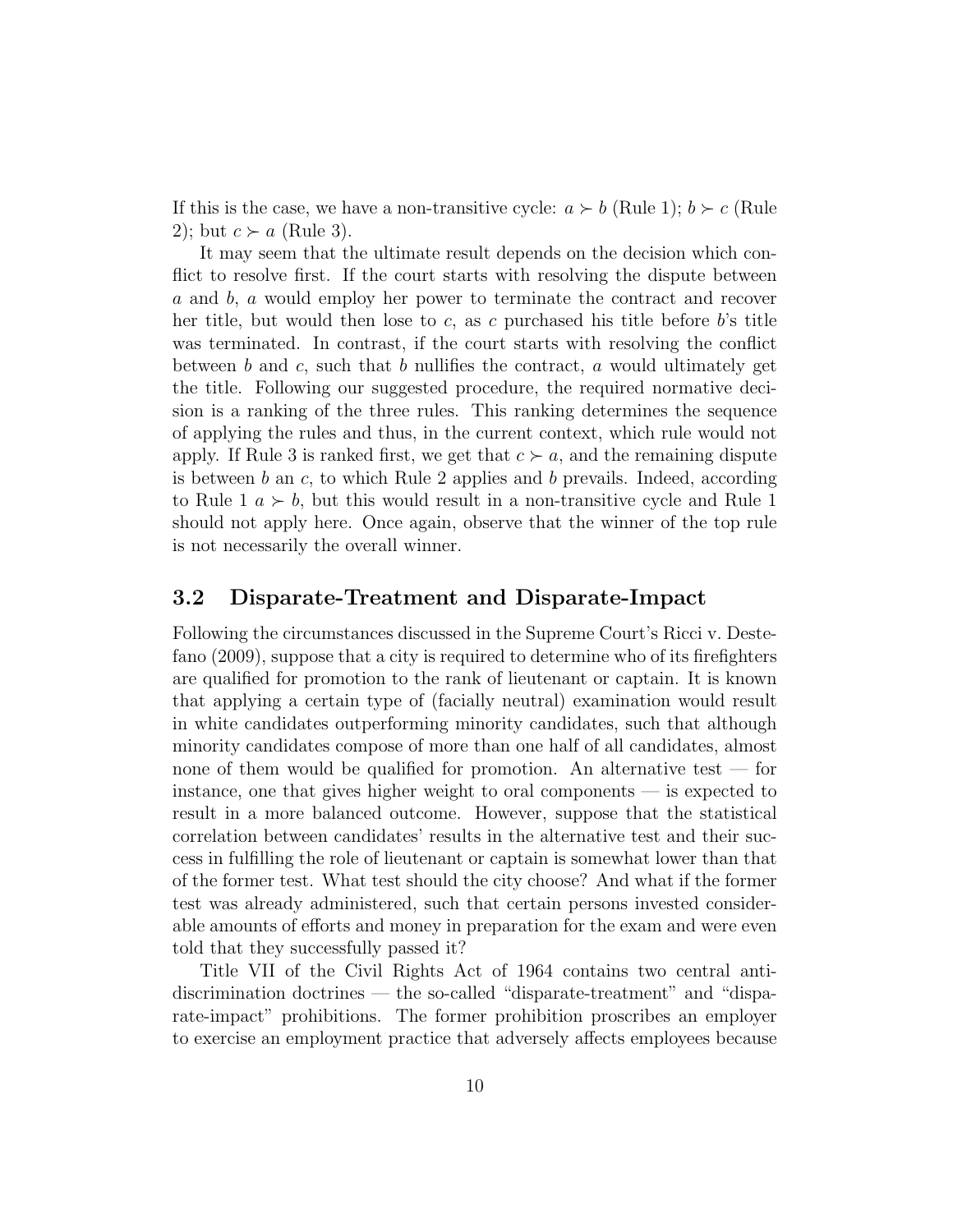If this is the case, we have a non-transitive cycle: $a \succ b$ (Rule 1); $b \succ c$ (Rule 2); but $c \succ a$ (Rule 3).

It may seem that the ultimate result depends on the decision which conflict to resolve first. If the court starts with resolving the dispute between $a$ and $b$, $a$ would employ her power to terminate the contract and recover her title, but would then lose to $c$, as $c$ purchased his title before $b$'s title was terminated. In contrast, if the court starts with resolving the conflict between $b$ and $c$, such that $b$ nullifies the contract, $a$ would ultimately get the title. Following our suggested procedure, the required normative decision is a ranking of the three rules. This ranking determines the sequence of applying the rules and thus, in the current context, which rule would not apply. If Rule 3 is ranked first, we get that $c \succ a$, and the remaining dispute is between $b$ an $c$, to which Rule 2 applies and $b$ prevails. Indeed, according to Rule 1 $a \succ b$, but this would result in a non-transitive cycle and Rule 1 should not apply here. Once again, observe that the winner of the top rule is not necessarily the overall winner.

## 3.2 Disparate-Treatment and Disparate-Impact

Following the circumstances discussed in the Supreme Court's Ricci v. Destefano (2009), suppose that a city is required to determine who of its firefighters are qualified for promotion to the rank of lieutenant or captain. It is known that applying a certain type of (facially neutral) examination would result in white candidates outperforming minority candidates, such that although minority candidates compose of more than one half of all candidates, almost none of them would be qualified for promotion. An alternative test — for instance, one that gives higher weight to oral components — is expected to result in a more balanced outcome. However, suppose that the statistical correlation between candidates' results in the alternative test and their success in fulfilling the role of lieutenant or captain is somewhat lower than that of the former test. What test should the city choose? And what if the former test was already administered, such that certain persons invested considerable amounts of efforts and money in preparation for the exam and were even told that they successfully passed it?

Title VII of the Civil Rights Act of 1964 contains two central anti-discrimination doctrines — the so-called "disparate-treatment" and "disparate-impact" prohibitions. The former prohibition proscribes an employer to exercise an employment practice that adversely affects employees because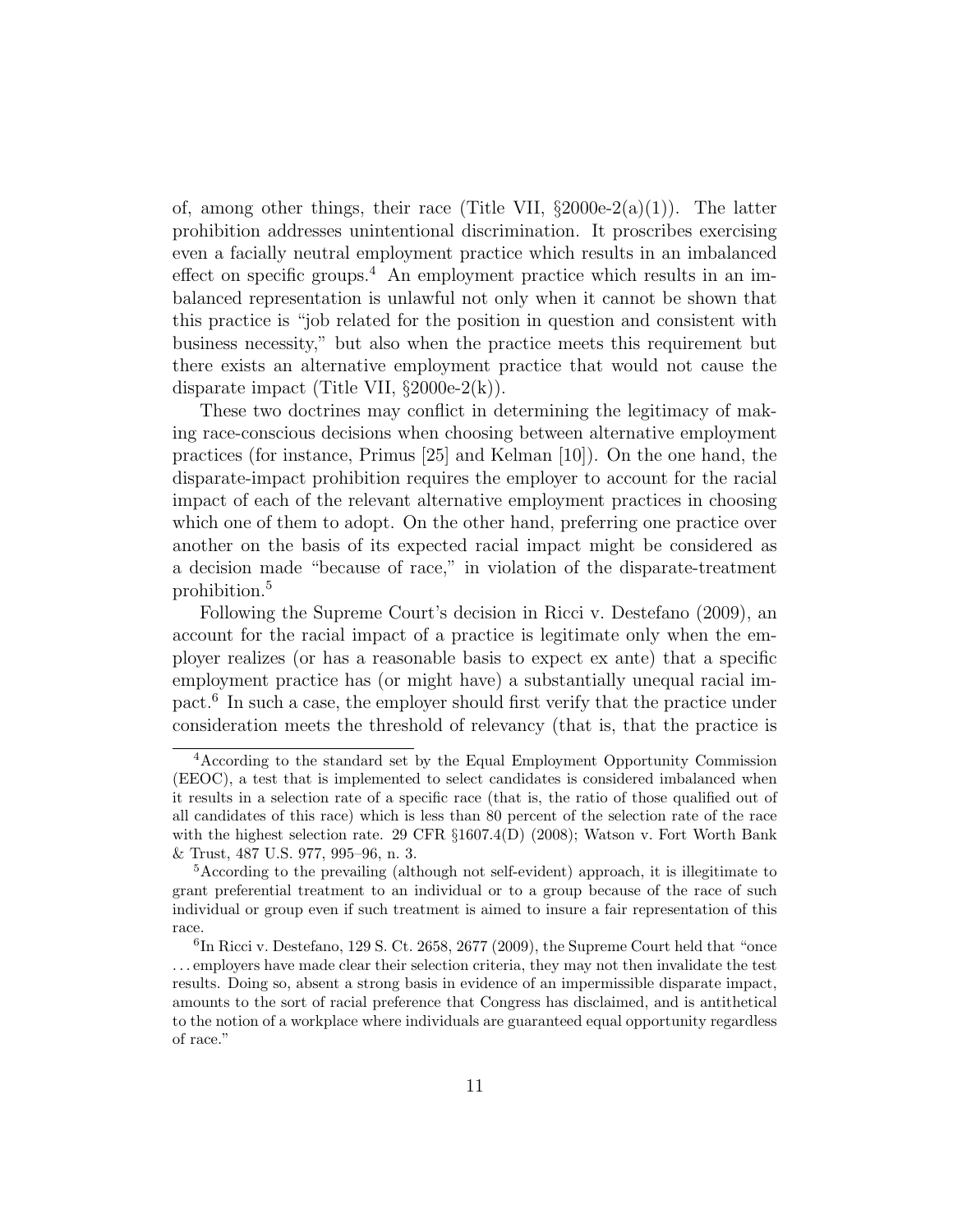of, among other things, their race (Title VII, §2000e-2(a)(1)). The latter prohibition addresses unintentional discrimination. It proscribes exercising even a facially neutral employment practice which results in an imbalanced effect on specific groups.[4] An employment practice which results in an imbalanced representation is unlawful not only when it cannot be shown that this practice is "job related for the position in question and consistent with business necessity," but also when the practice meets this requirement but there exists an alternative employment practice that would not cause the disparate impact (Title VII, §2000e-2(k)).

These two doctrines may conflict in determining the legitimacy of making race-conscious decisions when choosing between alternative employment practices (for instance, Primus [25] and Kelman [10]). On the one hand, the disparate-impact prohibition requires the employer to account for the racial impact of each of the relevant alternative employment practices in choosing which one of them to adopt. On the other hand, preferring one practice over another on the basis of its expected racial impact might be considered as a decision made "because of race," in violation of the disparate-treatment prohibition.[5]

Following the Supreme Court's decision in Ricci v. Destefano (2009), an account for the racial impact of a practice is legitimate only when the employer realizes (or has a reasonable basis to expect ex ante) that a specific employment practice has (or might have) a substantially unequal racial impact.[6] In such a case, the employer should first verify that the practice under consideration meets the threshold of relevancy (that is, that the practice is

---

[4] According to the standard set by the Equal Employment Opportunity Commission (EEOC), a test that is implemented to select candidates is considered imbalanced when it results in a selection rate of a specific race (that is, the ratio of those qualified out of all candidates of this race) which is less than 80 percent of the selection rate of the race with the highest selection rate. 29 CFR §1607.4(D) (2008); Watson v. Fort Worth Bank & Trust, 487 U.S. 977, 995–96, n. 3.

[5] According to the prevailing (although not self-evident) approach, it is illegitimate to grant preferential treatment to an individual or to a group because of the race of such individual or group even if such treatment is aimed to insure a fair representation of this race.

[6] In Ricci v. Destefano, 129 S. Ct. 2658, 2677 (2009), the Supreme Court held that "once ... employers have made clear their selection criteria, they may not then invalidate the test results. Doing so, absent a strong basis in evidence of an impermissible disparate impact, amounts to the sort of racial preference that Congress has disclaimed, and is antithetical to the notion of a workplace where individuals are guaranteed equal opportunity regardless of race."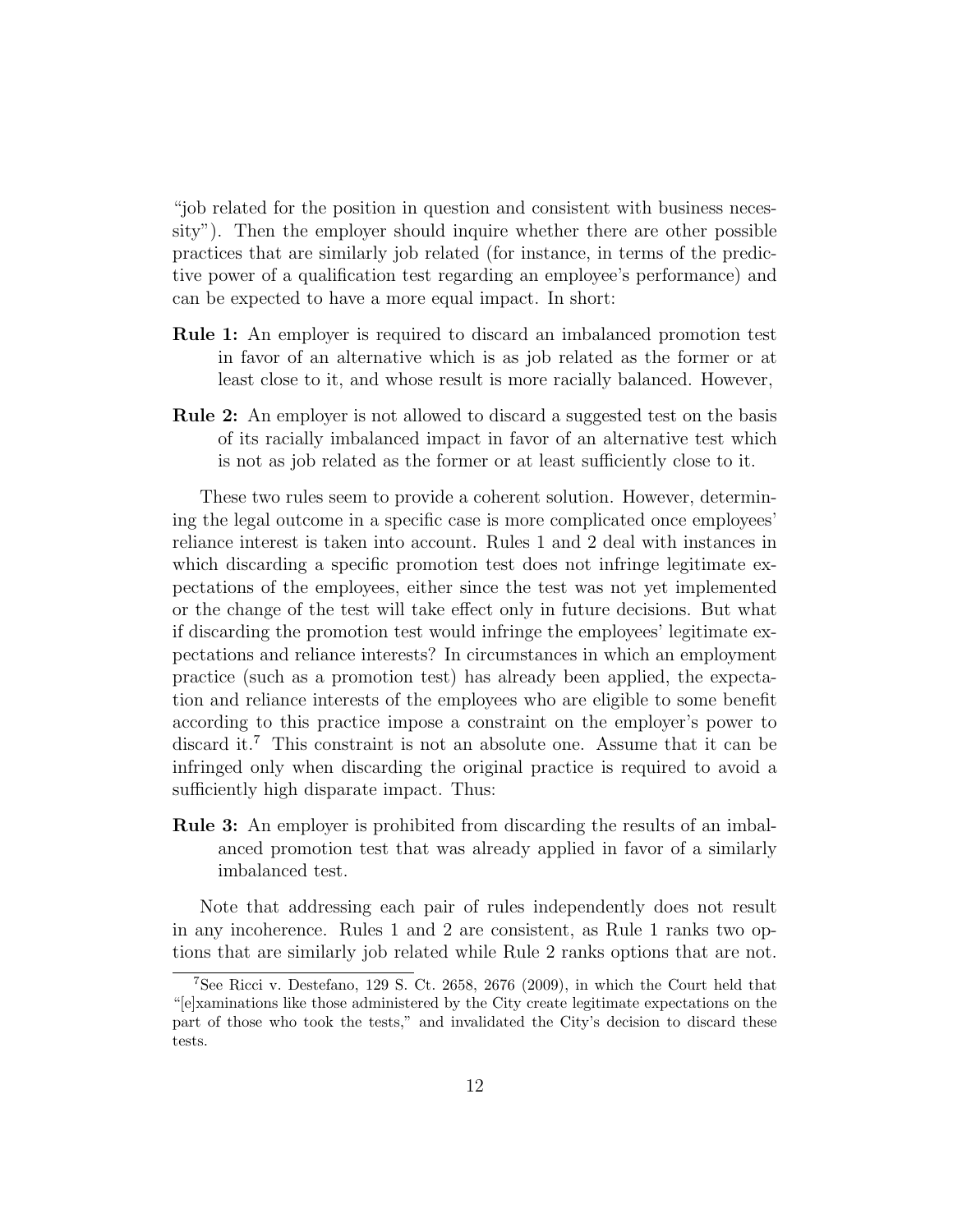"job related for the position in question and consistent with business necessity"). Then the employer should inquire whether there are other possible practices that are similarly job related (for instance, in terms of the predictive power of a qualification test regarding an employee's performance) and can be expected to have a more equal impact. In short:

**Rule 1:** An employer is required to discard an imbalanced promotion test in favor of an alternative which is as job related as the former or at least close to it, and whose result is more racially balanced. However,

**Rule 2:** An employer is not allowed to discard a suggested test on the basis of its racially imbalanced impact in favor of an alternative test which is not as job related as the former or at least sufficiently close to it.

These two rules seem to provide a coherent solution. However, determining the legal outcome in a specific case is more complicated once employees' reliance interest is taken into account. Rules 1 and 2 deal with instances in which discarding a specific promotion test does not infringe legitimate expectations of the employees, either since the test was not yet implemented or the change of the test will take effect only in future decisions. But what if discarding the promotion test would infringe the employees' legitimate expectations and reliance interests? In circumstances in which an employment practice (such as a promotion test) has already been applied, the expectation and reliance interests of the employees who are eligible to some benefit according to this practice impose a constraint on the employer's power to discard it.[7] This constraint is not an absolute one. Assume that it can be infringed only when discarding the original practice is required to avoid a sufficiently high disparate impact. Thus:

**Rule 3:** An employer is prohibited from discarding the results of an imbalanced promotion test that was already applied in favor of a similarly imbalanced test.

Note that addressing each pair of rules independently does not result in any incoherence. Rules 1 and 2 are consistent, as Rule 1 ranks two options that are similarly job related while Rule 2 ranks options that are not.

[7] See Ricci v. Destefano, 129 S. Ct. 2658, 2676 (2009), in which the Court held that "[e]xaminations like those administered by the City create legitimate expectations on the part of those who took the tests," and invalidated the City's decision to discard these tests.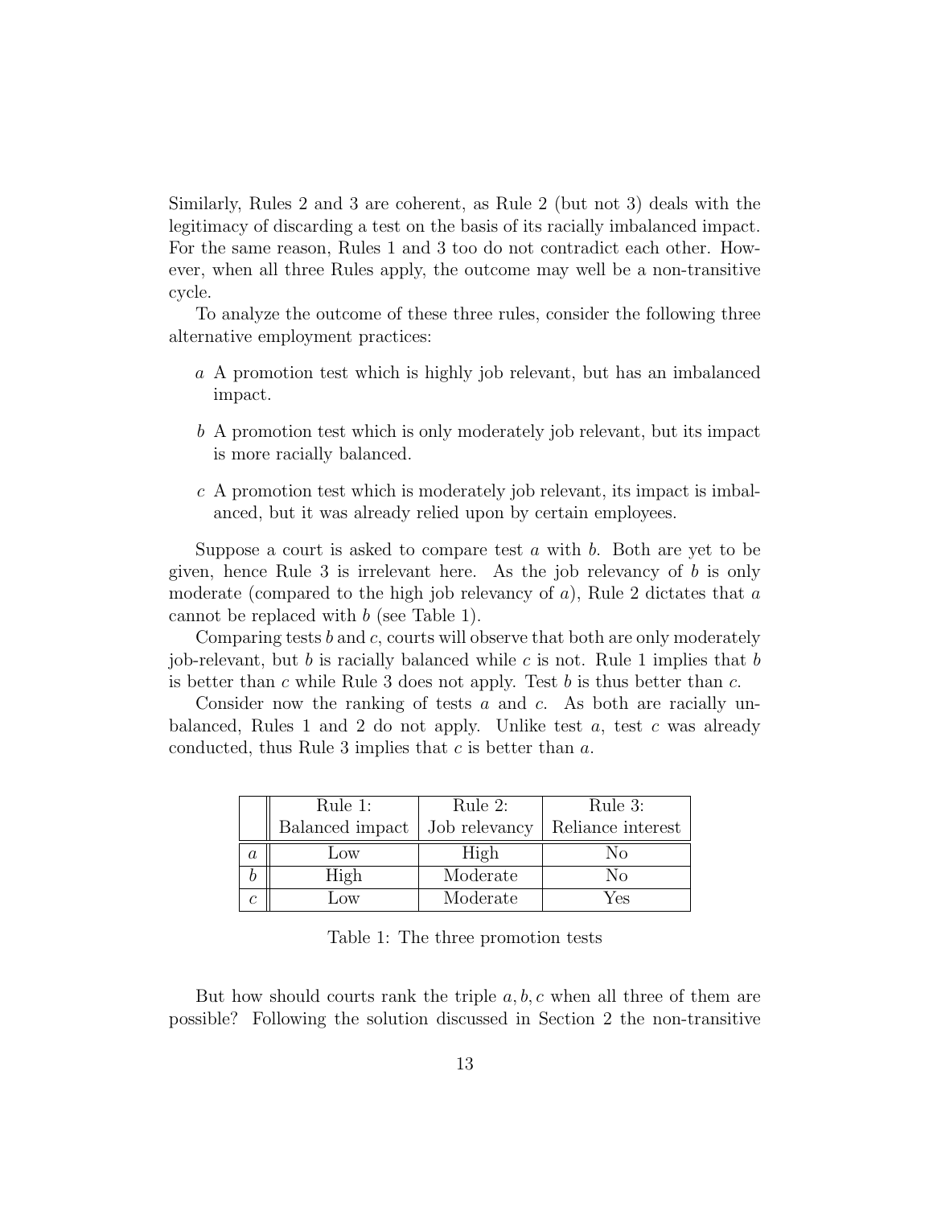Similarly, Rules 2 and 3 are coherent, as Rule 2 (but not 3) deals with the legitimacy of discarding a test on the basis of its racially imbalanced impact. For the same reason, Rules 1 and 3 too do not contradict each other. However, when all three Rules apply, the outcome may well be a non-transitive cycle.

To analyze the outcome of these three rules, consider the following three alternative employment practices:

- $a$ A promotion test which is highly job relevant, but has an imbalanced impact.
- $b$ A promotion test which is only moderately job relevant, but its impact is more racially balanced.
- $c$ A promotion test which is moderately job relevant, its impact is imbalanced, but it was already relied upon by certain employees.

Suppose a court is asked to compare test $a$ with $b$. Both are yet to be given, hence Rule 3 is irrelevant here. As the job relevancy of $b$ is only moderate (compared to the high job relevancy of $a$), Rule 2 dictates that $a$ cannot be replaced with $b$ (see Table 1).

Comparing tests $b$ and $c$, courts will observe that both are only moderately job-relevant, but $b$ is racially balanced while $c$ is not. Rule 1 implies that $b$ is better than $c$ while Rule 3 does not apply. Test $b$ is thus better than $c$.

Consider now the ranking of tests $a$ and $c$. As both are racially unbalanced, Rules 1 and 2 do not apply. Unlike test $a$, test $c$ was already conducted, thus Rule 3 implies that $c$ is better than $a$.

| | Rule 1: Balanced impact | Rule 2: Job relevancy | Rule 3: Reliance interest |
|---|---|---|---|
| $a$ | Low | High | No |
| $b$ | High | Moderate | No |
| $c$ | Low | Moderate | Yes |

Table 1: The three promotion tests

But how should courts rank the triple $a, b, c$ when all three of them are possible? Following the solution discussed in Section 2 the non-transitive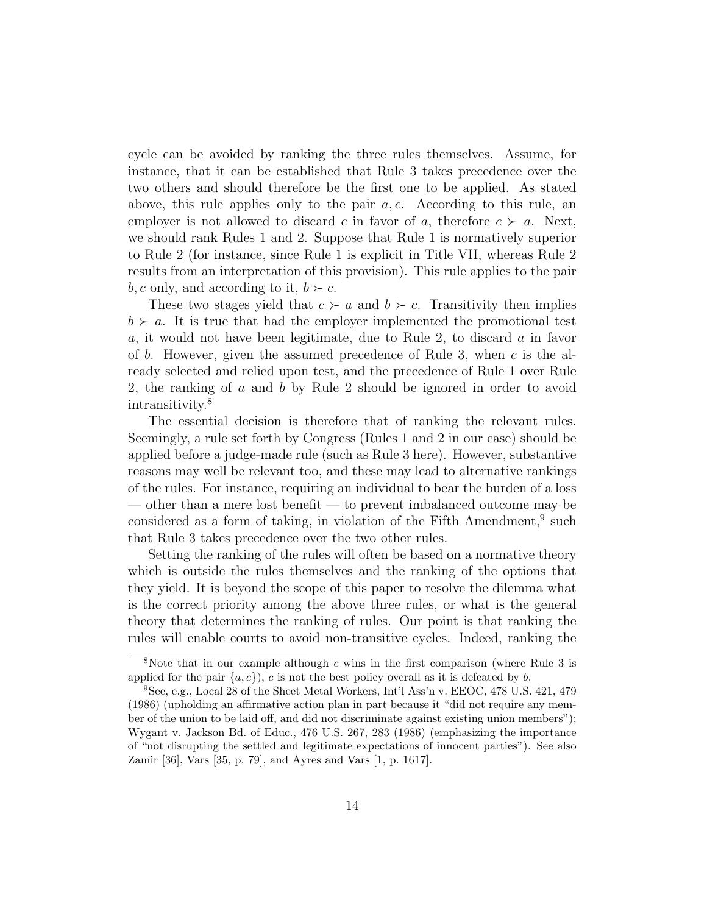cycle can be avoided by ranking the three rules themselves. Assume, for instance, that it can be established that Rule 3 takes precedence over the two others and should therefore be the first one to be applied. As stated above, this rule applies only to the pair $a, c$. According to this rule, an employer is not allowed to discard $c$ in favor of $a$, therefore $c \succ a$. Next, we should rank Rules 1 and 2. Suppose that Rule 1 is normatively superior to Rule 2 (for instance, since Rule 1 is explicit in Title VII, whereas Rule 2 results from an interpretation of this provision). This rule applies to the pair $b, c$ only, and according to it, $b \succ c$.

These two stages yield that $c \succ a$ and $b \succ c$. Transitivity then implies $b \succ a$. It is true that had the employer implemented the promotional test $a$, it would not have been legitimate, due to Rule 2, to discard $a$ in favor of $b$. However, given the assumed precedence of Rule 3, when $c$ is the already selected and relied upon test, and the precedence of Rule 1 over Rule 2, the ranking of $a$ and $b$ by Rule 2 should be ignored in order to avoid intransitivity.[8]

The essential decision is therefore that of ranking the relevant rules. Seemingly, a rule set forth by Congress (Rules 1 and 2 in our case) should be applied before a judge-made rule (such as Rule 3 here). However, substantive reasons may well be relevant too, and these may lead to alternative rankings of the rules. For instance, requiring an individual to bear the burden of a loss — other than a mere lost benefit — to prevent imbalanced outcome may be considered as a form of taking, in violation of the Fifth Amendment,[9] such that Rule 3 takes precedence over the two other rules.

Setting the ranking of the rules will often be based on a normative theory which is outside the rules themselves and the ranking of the options that they yield. It is beyond the scope of this paper to resolve the dilemma what is the correct priority among the above three rules, or what is the general theory that determines the ranking of rules. Our point is that ranking the rules will enable courts to avoid non-transitive cycles. Indeed, ranking the

---

[8] Note that in our example although $c$ wins in the first comparison (where Rule 3 is applied for the pair $\{a, c\}$), $c$ is not the best policy overall as it is defeated by $b$.

[9] See, e.g., Local 28 of the Sheet Metal Workers, Int'l Ass'n v. EEOC, 478 U.S. 421, 479 (1986) (upholding an affirmative action plan in part because it "did not require any member of the union to be laid off, and did not discriminate against existing union members"); Wygant v. Jackson Bd. of Educ., 476 U.S. 267, 283 (1986) (emphasizing the importance of "not disrupting the settled and legitimate expectations of innocent parties"). See also Zamir [36], Vars [35, p. 79], and Ayres and Vars [1, p. 1617].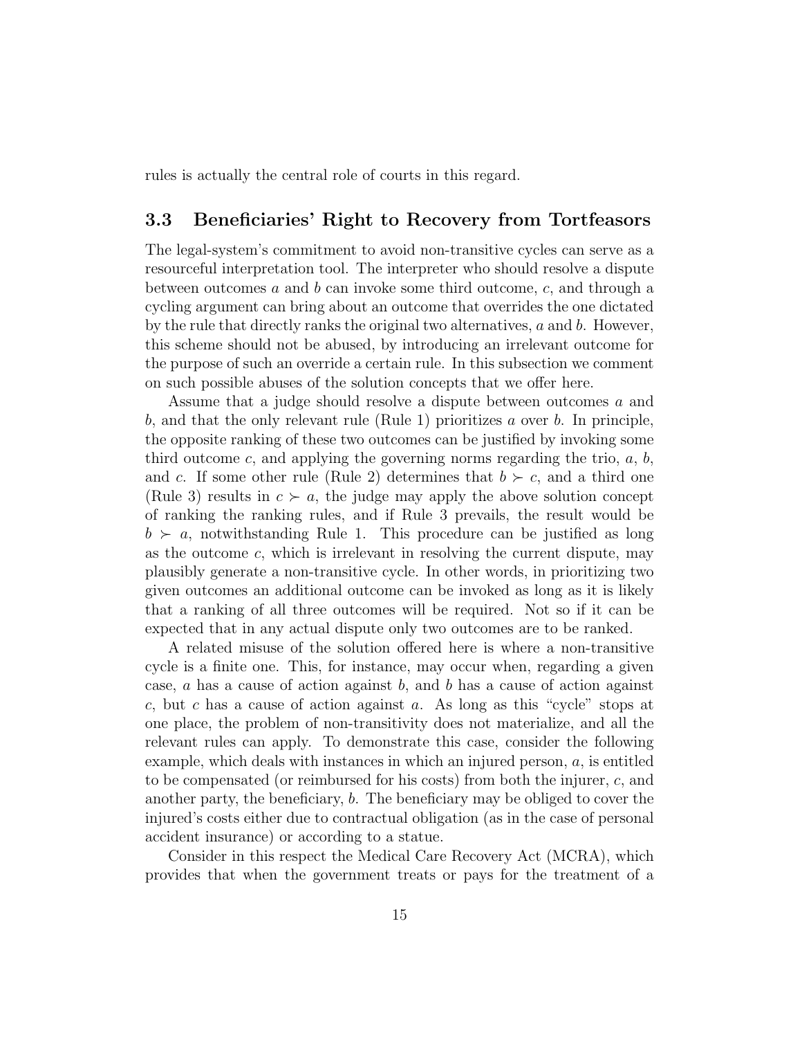rules is actually the central role of courts in this regard.

### 3.3 Beneficiaries' Right to Recovery from Tortfeasors

The legal-system's commitment to avoid non-transitive cycles can serve as a resourceful interpretation tool. The interpreter who should resolve a dispute between outcomes $a$ and $b$ can invoke some third outcome, $c$, and through a cycling argument can bring about an outcome that overrides the one dictated by the rule that directly ranks the original two alternatives, $a$ and $b$. However, this scheme should not be abused, by introducing an irrelevant outcome for the purpose of such an override a certain rule. In this subsection we comment on such possible abuses of the solution concepts that we offer here.

Assume that a judge should resolve a dispute between outcomes $a$ and $b$, and that the only relevant rule (Rule 1) prioritizes $a$ over $b$. In principle, the opposite ranking of these two outcomes can be justified by invoking some third outcome $c$, and applying the governing norms regarding the trio, $a$, $b$, and $c$. If some other rule (Rule 2) determines that $b \succ c$, and a third one (Rule 3) results in $c \succ a$, the judge may apply the above solution concept of ranking the ranking rules, and if Rule 3 prevails, the result would be $b \succ a$, notwithstanding Rule 1. This procedure can be justified as long as the outcome $c$, which is irrelevant in resolving the current dispute, may plausibly generate a non-transitive cycle. In other words, in prioritizing two given outcomes an additional outcome can be invoked as long as it is likely that a ranking of all three outcomes will be required. Not so if it can be expected that in any actual dispute only two outcomes are to be ranked.

A related misuse of the solution offered here is where a non-transitive cycle is a finite one. This, for instance, may occur when, regarding a given case, $a$ has a cause of action against $b$, and $b$ has a cause of action against $c$, but $c$ has a cause of action against $a$. As long as this "cycle" stops at one place, the problem of non-transitivity does not materialize, and all the relevant rules can apply. To demonstrate this case, consider the following example, which deals with instances in which an injured person, $a$, is entitled to be compensated (or reimbursed for his costs) from both the injurer, $c$, and another party, the beneficiary, $b$. The beneficiary may be obliged to cover the injured's costs either due to contractual obligation (as in the case of personal accident insurance) or according to a statue.

Consider in this respect the Medical Care Recovery Act (MCRA), which provides that when the government treats or pays for the treatment of a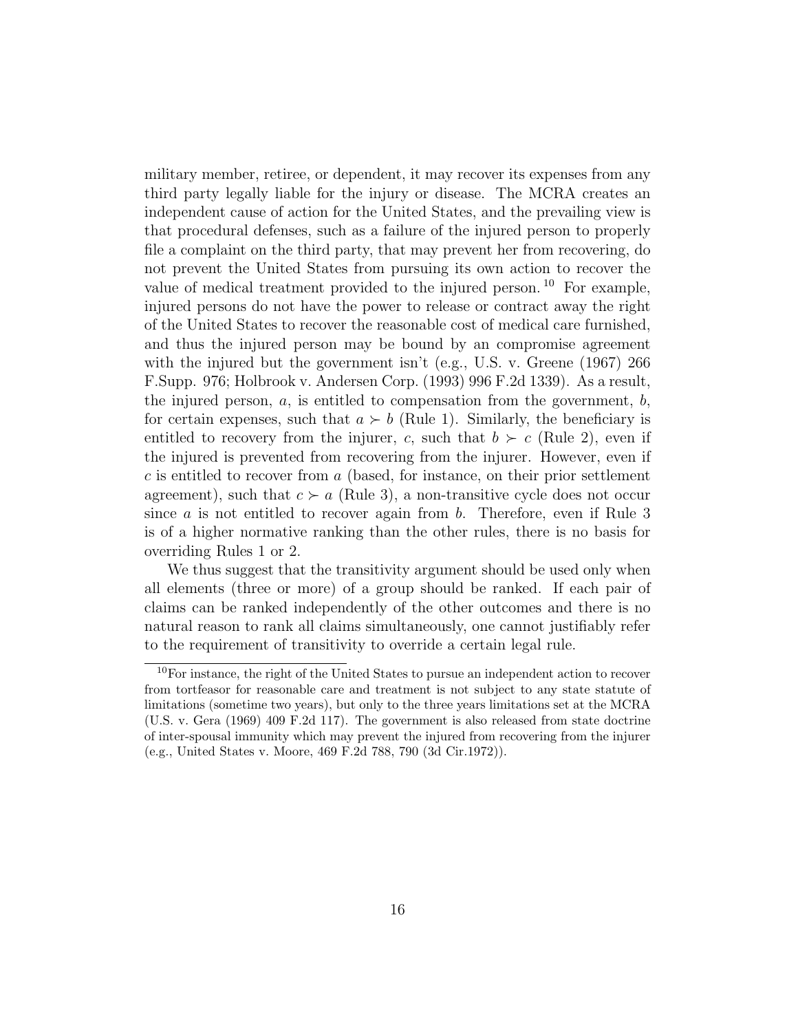military member, retiree, or dependent, it may recover its expenses from any third party legally liable for the injury or disease. The MCRA creates an independent cause of action for the United States, and the prevailing view is that procedural defenses, such as a failure of the injured person to properly file a complaint on the third party, that may prevent her from recovering, do not prevent the United States from pursuing its own action to recover the value of medical treatment provided to the injured person.[10] For example, injured persons do not have the power to release or contract away the right of the United States to recover the reasonable cost of medical care furnished, and thus the injured person may be bound by an compromise agreement with the injured but the government isn't (e.g., U.S. v. Greene (1967) 266 F.Supp. 976; Holbrook v. Andersen Corp. (1993) 996 F.2d 1339). As a result, the injured person, $a$, is entitled to compensation from the government, $b$, for certain expenses, such that $a \succ b$ (Rule 1). Similarly, the beneficiary is entitled to recovery from the injurer, $c$, such that $b \succ c$ (Rule 2), even if the injured is prevented from recovering from the injurer. However, even if $c$ is entitled to recover from $a$ (based, for instance, on their prior settlement agreement), such that $c \succ a$ (Rule 3), a non-transitive cycle does not occur since $a$ is not entitled to recover again from $b$. Therefore, even if Rule 3 is of a higher normative ranking than the other rules, there is no basis for overriding Rules 1 or 2.

We thus suggest that the transitivity argument should be used only when all elements (three or more) of a group should be ranked. If each pair of claims can be ranked independently of the other outcomes and there is no natural reason to rank all claims simultaneously, one cannot justifiably refer to the requirement of transitivity to override a certain legal rule.

[10] For instance, the right of the United States to pursue an independent action to recover from tortfeasor for reasonable care and treatment is not subject to any state statute of limitations (sometime two years), but only to the three years limitations set at the MCRA (U.S. v. Gera (1969) 409 F.2d 117). The government is also released from state doctrine of inter-spousal immunity which may prevent the injured from recovering from the injurer (e.g., United States v. Moore, 469 F.2d 788, 790 (3d Cir.1972)).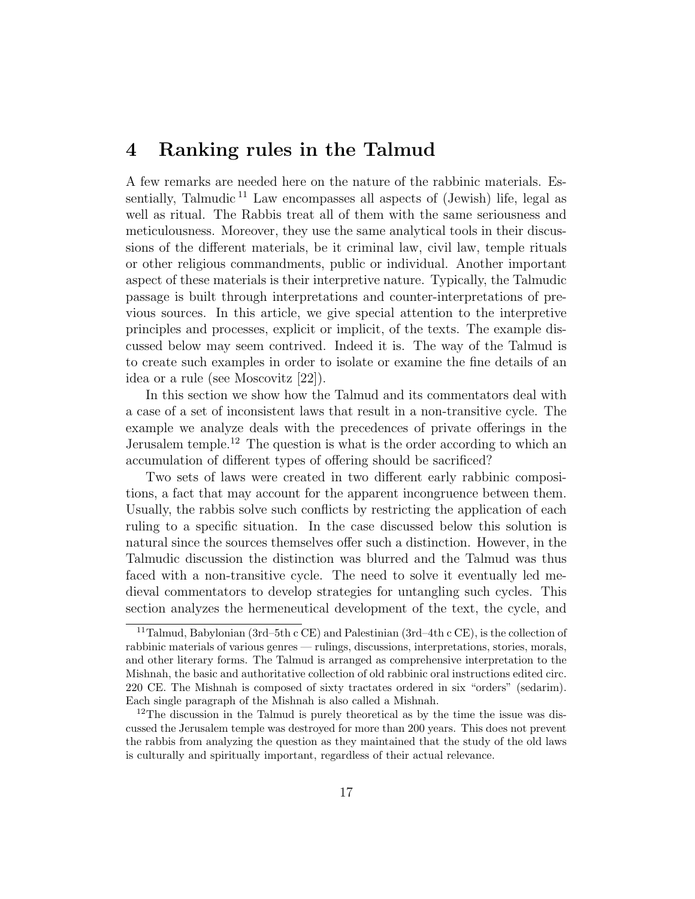# 4 Ranking rules in the Talmud

A few remarks are needed here on the nature of the rabbinic materials. Essentially, Talmudic [11] Law encompasses all aspects of (Jewish) life, legal as well as ritual. The Rabbis treat all of them with the same seriousness and meticulousness. Moreover, they use the same analytical tools in their discussions of the different materials, be it criminal law, civil law, temple rituals or other religious commandments, public or individual. Another important aspect of these materials is their interpretive nature. Typically, the Talmudic passage is built through interpretations and counter-interpretations of previous sources. In this article, we give special attention to the interpretive principles and processes, explicit or implicit, of the texts. The example discussed below may seem contrived. Indeed it is. The way of the Talmud is to create such examples in order to isolate or examine the fine details of an idea or a rule (see Moscovitz [22]).

In this section we show how the Talmud and its commentators deal with a case of a set of inconsistent laws that result in a non-transitive cycle. The example we analyze deals with the precedences of private offerings in the Jerusalem temple.[12] The question is what is the order according to which an accumulation of different types of offering should be sacrificed?

Two sets of laws were created in two different early rabbinic compositions, a fact that may account for the apparent incongruence between them. Usually, the rabbis solve such conflicts by restricting the application of each ruling to a specific situation. In the case discussed below this solution is natural since the sources themselves offer such a distinction. However, in the Talmudic discussion the distinction was blurred and the Talmud was thus faced with a non-transitive cycle. The need to solve it eventually led medieval commentators to develop strategies for untangling such cycles. This section analyzes the hermeneutical development of the text, the cycle, and

[11] Talmud, Babylonian (3rd–5th c CE) and Palestinian (3rd–4th c CE), is the collection of rabbinic materials of various genres — rulings, discussions, interpretations, stories, morals, and other literary forms. The Talmud is arranged as comprehensive interpretation to the Mishnah, the basic and authoritative collection of old rabbinic oral instructions edited circ. 220 CE. The Mishnah is composed of sixty tractates ordered in six "orders" (sedarim). Each single paragraph of the Mishnah is also called a Mishnah.

[12] The discussion in the Talmud is purely theoretical as by the time the issue was discussed the Jerusalem temple was destroyed for more than 200 years. This does not prevent the rabbis from analyzing the question as they maintained that the study of the old laws is culturally and spiritually important, regardless of their actual relevance.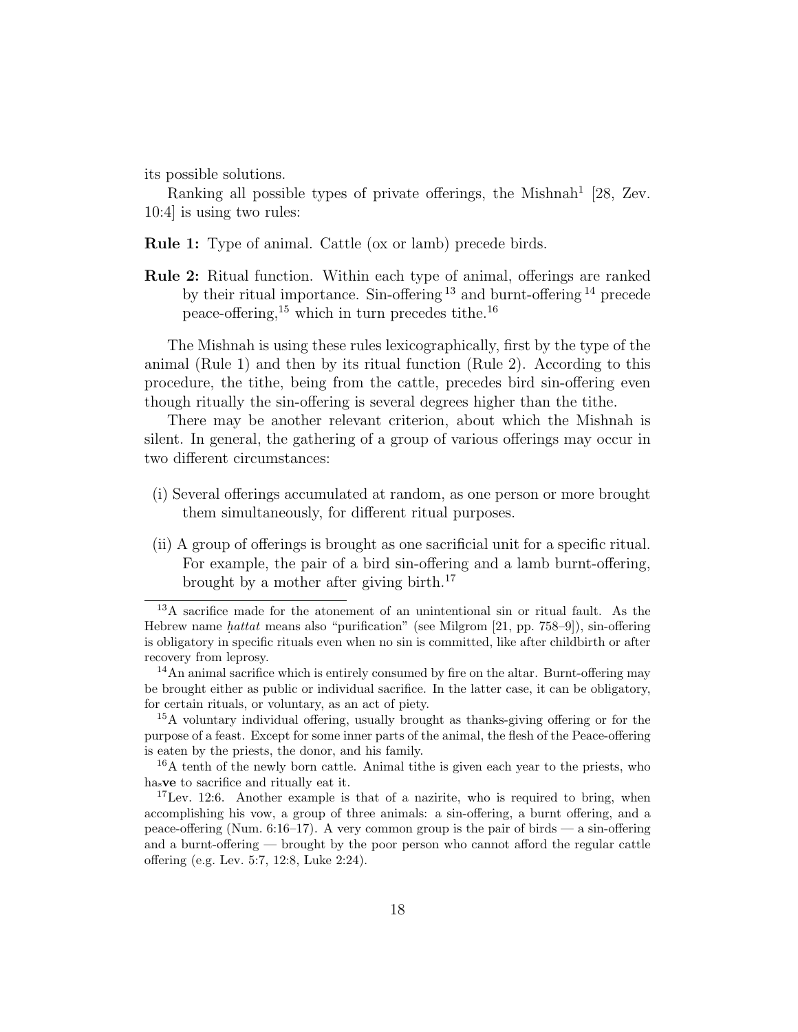its possible solutions.

Ranking all possible types of private offerings, the Mishnah[1] [28, Zev. 10:4] is using two rules:

**Rule 1:** Type of animal. Cattle (ox or lamb) precede birds.

**Rule 2:** Ritual function. Within each type of animal, offerings are ranked by their ritual importance. Sin-offering[13] and burnt-offering[14] precede peace-offering,[15] which in turn precedes tithe.[16]

The Mishnah is using these rules lexicographically, first by the type of the animal (Rule 1) and then by its ritual function (Rule 2). According to this procedure, the tithe, being from the cattle, precedes bird sin-offering even though ritually the sin-offering is several degrees higher than the tithe.

There may be another relevant criterion, about which the Mishnah is silent. In general, the gathering of a group of various offerings may occur in two different circumstances:

(i) Several offerings accumulated at random, as one person or more brought them simultaneously, for different ritual purposes.

(ii) A group of offerings is brought as one sacrificial unit for a specific ritual. For example, the pair of a bird sin-offering and a lamb burnt-offering, brought by a mother after giving birth.[17]

---

[13] A sacrifice made for the atonement of an unintentional sin or ritual fault. As the Hebrew name *ḥattat* means also "purification" (see Milgrom [21, pp. 758–9]), sin-offering is obligatory in specific rituals even when no sin is committed, like after childbirth or after recovery from leprosy.

[14] An animal sacrifice which is entirely consumed by fire on the altar. Burnt-offering may be brought either as public or individual sacrifice. In the latter case, it can be obligatory, for certain rituals, or voluntary, as an act of piety.

[15] A voluntary individual offering, usually brought as thanks-giving offering or for the purpose of a feast. Except for some inner parts of the animal, the flesh of the Peace-offering is eaten by the priests, the donor, and his family.

[16] A tenth of the newly born cattle. Animal tithe is given each year to the priests, who have to sacrifice and ritually eat it.

[17] Lev. 12:6. Another example is that of a nazirite, who is required to bring, when accomplishing his vow, a group of three animals: a sin-offering, a burnt offering, and a peace-offering (Num. 6:16–17). A very common group is the pair of birds — a sin-offering and a burnt-offering — brought by the poor person who cannot afford the regular cattle offering (e.g. Lev. 5:7, 12:8, Luke 2:24).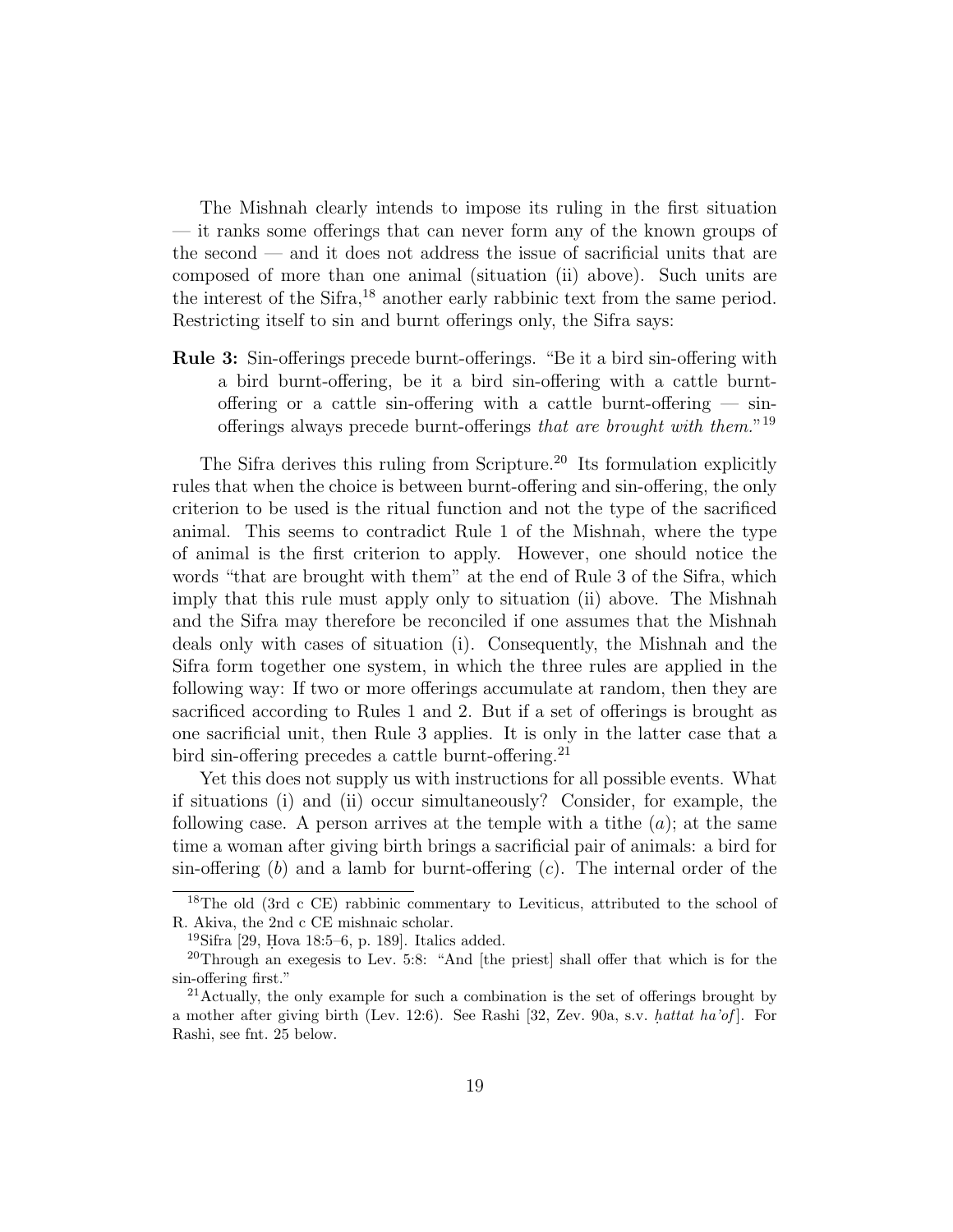The Mishnah clearly intends to impose its ruling in the first situation — it ranks some offerings that can never form any of the known groups of the second — and it does not address the issue of sacrificial units that are composed of more than one animal (situation (ii) above). Such units are the interest of the Sifra,[18] another early rabbinic text from the same period. Restricting itself to sin and burnt offerings only, the Sifra says:

**Rule 3:** Sin-offerings precede burnt-offerings. "Be it a bird sin-offering with a bird burnt-offering, be it a bird sin-offering with a cattle burnt-offering or a cattle sin-offering with a cattle burnt-offering — sin-offerings always precede burnt-offerings *that are brought with them.*"[19]

The Sifra derives this ruling from Scripture.[20] Its formulation explicitly rules that when the choice is between burnt-offering and sin-offering, the only criterion to be used is the ritual function and not the type of the sacrificed animal. This seems to contradict Rule 1 of the Mishnah, where the type of animal is the first criterion to apply. However, one should notice the words "that are brought with them" at the end of Rule 3 of the Sifra, which imply that this rule must apply only to situation (ii) above. The Mishnah and the Sifra may therefore be reconciled if one assumes that the Mishnah deals only with cases of situation (i). Consequently, the Mishnah and the Sifra form together one system, in which the three rules are applied in the following way: If two or more offerings accumulate at random, then they are sacrificed according to Rules 1 and 2. But if a set of offerings is brought as one sacrificial unit, then Rule 3 applies. It is only in the latter case that a bird sin-offering precedes a cattle burnt-offering.[21]

Yet this does not supply us with instructions for all possible events. What if situations (i) and (ii) occur simultaneously? Consider, for example, the following case. A person arrives at the temple with a tithe ($a$); at the same time a woman after giving birth brings a sacrificial pair of animals: a bird for sin-offering ($b$) and a lamb for burnt-offering ($c$). The internal order of the

---

[18] The old (3rd c CE) rabbinic commentary to Leviticus, attributed to the school of R. Akiva, the 2nd c CE mishnaic scholar.

[19] Sifra [29, Ḥova 18:5–6, p. 189]. Italics added.

[20] Through an exegesis to Lev. 5:8: "And [the priest] shall offer that which is for the sin-offering first."

[21] Actually, the only example for such a combination is the set of offerings brought by a mother after giving birth (Lev. 12:6). See Rashi [32, Zev. 90a, s.v. *ḥattat ha'of*]. For Rashi, see fnt. 25 below.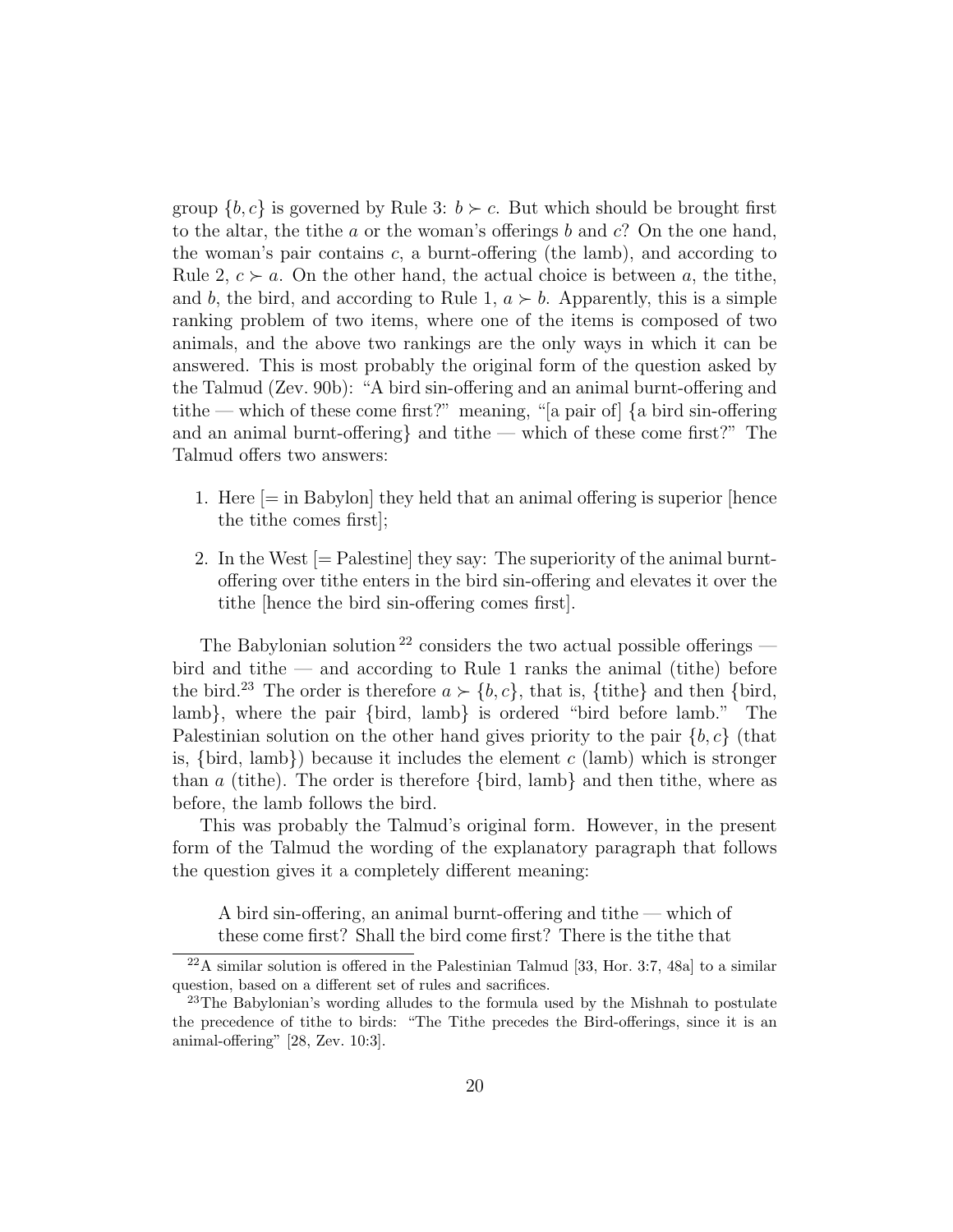group $\{b, c\}$ is governed by Rule 3: $b \succ c$. But which should be brought first to the altar, the tithe $a$ or the woman's offerings $b$ and $c$? On the one hand, the woman's pair contains $c$, a burnt-offering (the lamb), and according to Rule 2, $c \succ a$. On the other hand, the actual choice is between $a$, the tithe, and $b$, the bird, and according to Rule 1, $a \succ b$. Apparently, this is a simple ranking problem of two items, where one of the items is composed of two animals, and the above two rankings are the only ways in which it can be answered. This is most probably the original form of the question asked by the Talmud (Zev. 90b): "A bird sin-offering and an animal burnt-offering and tithe — which of these come first?" meaning, "[a pair of] {a bird sin-offering and an animal burnt-offering} and tithe — which of these come first?" The Talmud offers two answers:

1. Here [= in Babylon] they held that an animal offering is superior [hence the tithe comes first];
2. In the West [= Palestine] they say: The superiority of the animal burnt-offering over tithe enters in the bird sin-offering and elevates it over the tithe [hence the bird sin-offering comes first].

The Babylonian solution [22] considers the two actual possible offerings — bird and tithe — and according to Rule 1 ranks the animal (tithe) before the bird.[23] The order is therefore $a \succ \{b, c\}$, that is, {tithe} and then {bird, lamb}, where the pair {bird, lamb} is ordered "bird before lamb." The Palestinian solution on the other hand gives priority to the pair $\{b, c\}$ (that is, {bird, lamb}) because it includes the element $c$ (lamb) which is stronger than $a$ (tithe). The order is therefore {bird, lamb} and then tithe, where as before, the lamb follows the bird.

This was probably the Talmud's original form. However, in the present form of the Talmud the wording of the explanatory paragraph that follows the question gives it a completely different meaning:

> A bird sin-offering, an animal burnt-offering and tithe — which of these come first? Shall the bird come first? There is the tithe that

[22] A similar solution is offered in the Palestinian Talmud [33, Hor. 3:7, 48a] to a similar question, based on a different set of rules and sacrifices.

[23] The Babylonian's wording alludes to the formula used by the Mishnah to postulate the precedence of tithe to birds: "The Tithe precedes the Bird-offerings, since it is an animal-offering" [28, Zev. 10:3].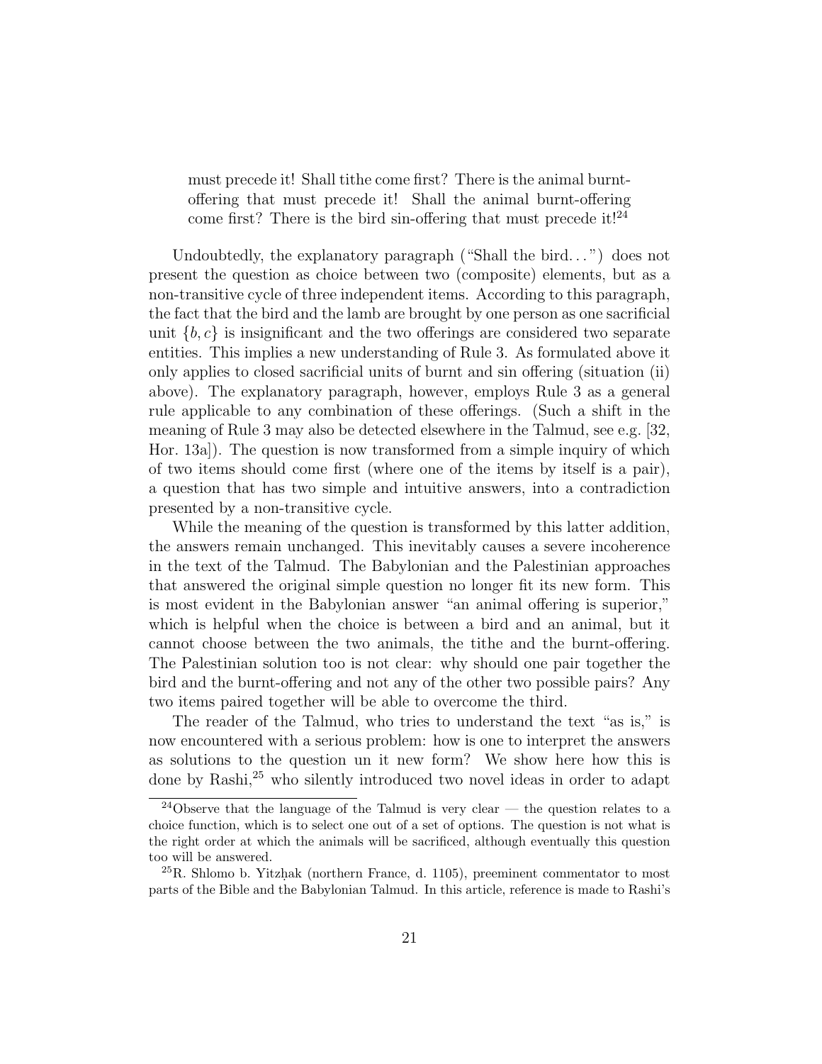must precede it! Shall tithe come first? There is the animal burnt-offering that must precede it! Shall the animal burnt-offering come first? There is the bird sin-offering that must precede it![24]

Undoubtedly, the explanatory paragraph ("Shall the bird...") does not present the question as choice between two (composite) elements, but as a non-transitive cycle of three independent items. According to this paragraph, the fact that the bird and the lamb are brought by one person as one sacrificial unit $\{b, c\}$ is insignificant and the two offerings are considered two separate entities. This implies a new understanding of Rule 3. As formulated above it only applies to closed sacrificial units of burnt and sin offering (situation (ii) above). The explanatory paragraph, however, employs Rule 3 as a general rule applicable to any combination of these offerings. (Such a shift in the meaning of Rule 3 may also be detected elsewhere in the Talmud, see e.g. [32, Hor. 13a]). The question is now transformed from a simple inquiry of which of two items should come first (where one of the items by itself is a pair), a question that has two simple and intuitive answers, into a contradiction presented by a non-transitive cycle.

While the meaning of the question is transformed by this latter addition, the answers remain unchanged. This inevitably causes a severe incoherence in the text of the Talmud. The Babylonian and the Palestinian approaches that answered the original simple question no longer fit its new form. This is most evident in the Babylonian answer "an animal offering is superior," which is helpful when the choice is between a bird and an animal, but it cannot choose between the two animals, the tithe and the burnt-offering. The Palestinian solution too is not clear: why should one pair together the bird and the burnt-offering and not any of the other two possible pairs? Any two items paired together will be able to overcome the third.

The reader of the Talmud, who tries to understand the text "as is," is now encountered with a serious problem: how is one to interpret the answers as solutions to the question un it new form? We show here how this is done by Rashi,[25] who silently introduced two novel ideas in order to adapt

[24] Observe that the language of the Talmud is very clear — the question relates to a choice function, which is to select one out of a set of options. The question is not what is the right order at which the animals will be sacrificed, although eventually this question too will be answered.

[25] R. Shlomo b. Yitzḥak (northern France, d. 1105), preeminent commentator to most parts of the Bible and the Babylonian Talmud. In this article, reference is made to Rashi's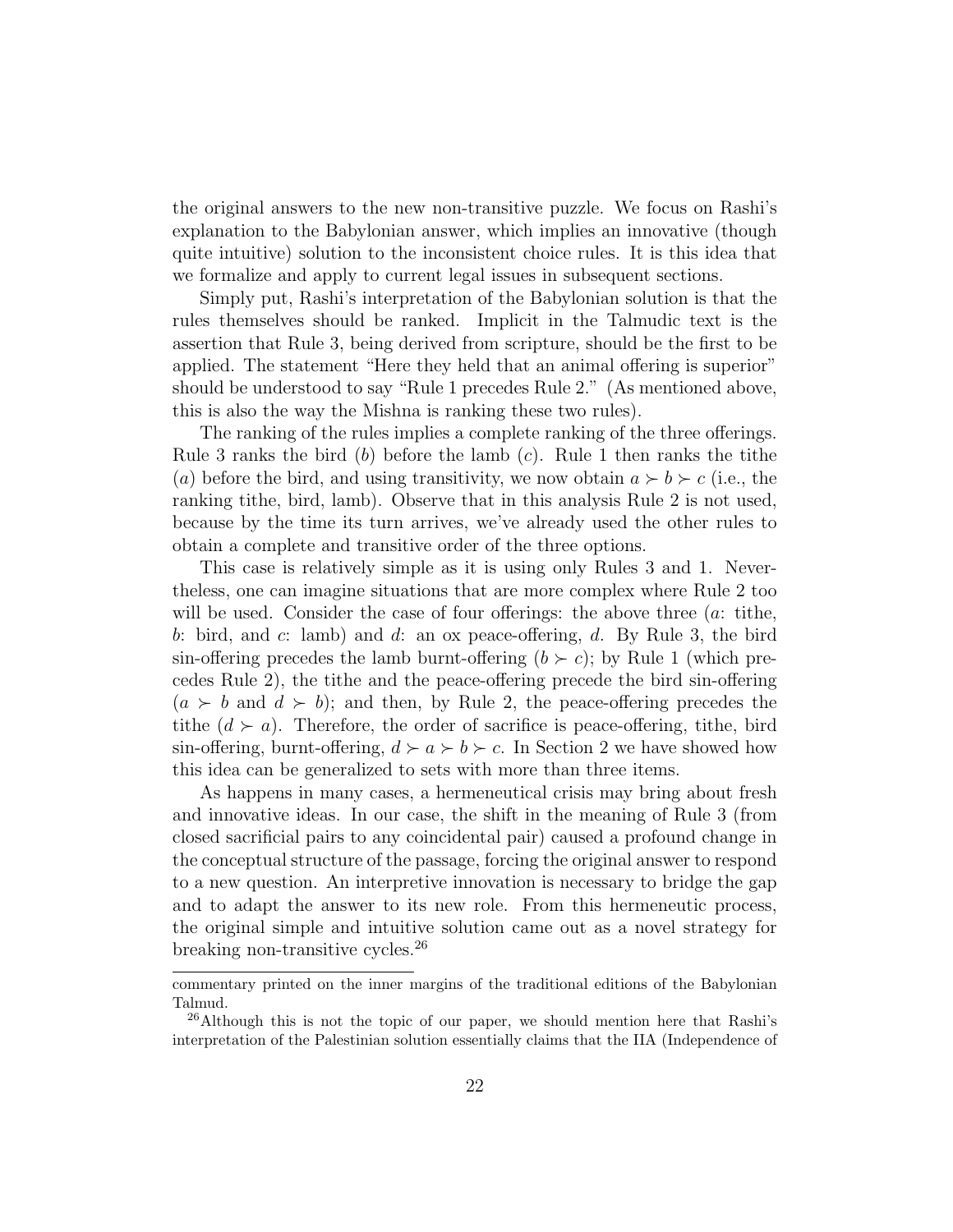the original answers to the new non-transitive puzzle. We focus on Rashi's explanation to the Babylonian answer, which implies an innovative (though quite intuitive) solution to the inconsistent choice rules. It is this idea that we formalize and apply to current legal issues in subsequent sections.

Simply put, Rashi's interpretation of the Babylonian solution is that the rules themselves should be ranked. Implicit in the Talmudic text is the assertion that Rule 3, being derived from scripture, should be the first to be applied. The statement "Here they held that an animal offering is superior" should be understood to say "Rule 1 precedes Rule 2." (As mentioned above, this is also the way the Mishna is ranking these two rules).

The ranking of the rules implies a complete ranking of the three offerings. Rule 3 ranks the bird ($b$) before the lamb ($c$). Rule 1 then ranks the tithe ($a$) before the bird, and using transitivity, we now obtain $a \succ b \succ c$ (i.e., the ranking tithe, bird, lamb). Observe that in this analysis Rule 2 is not used, because by the time its turn arrives, we've already used the other rules to obtain a complete and transitive order of the three options.

This case is relatively simple as it is using only Rules 3 and 1. Nevertheless, one can imagine situations that are more complex where Rule 2 too will be used. Consider the case of four offerings: the above three ($a$: tithe, $b$: bird, and $c$: lamb) and $d$: an ox peace-offering, $d$. By Rule 3, the bird sin-offering precedes the lamb burnt-offering ($b \succ c$); by Rule 1 (which precedes Rule 2), the tithe and the peace-offering precede the bird sin-offering ($a \succ b$ and $d \succ b$); and then, by Rule 2, the peace-offering precedes the tithe ($d \succ a$). Therefore, the order of sacrifice is peace-offering, tithe, bird sin-offering, burnt-offering, $d \succ a \succ b \succ c$. In Section 2 we have showed how this idea can be generalized to sets with more than three items.

As happens in many cases, a hermeneutical crisis may bring about fresh and innovative ideas. In our case, the shift in the meaning of Rule 3 (from closed sacrificial pairs to any coincidental pair) caused a profound change in the conceptual structure of the passage, forcing the original answer to respond to a new question. An interpretive innovation is necessary to bridge the gap and to adapt the answer to its new role. From this hermeneutic process, the original simple and intuitive solution came out as a novel strategy for breaking non-transitive cycles.[26]

---

commentary printed on the inner margins of the traditional editions of the Babylonian Talmud.

[26] Although this is not the topic of our paper, we should mention here that Rashi's interpretation of the Palestinian solution essentially claims that the IIA (Independence of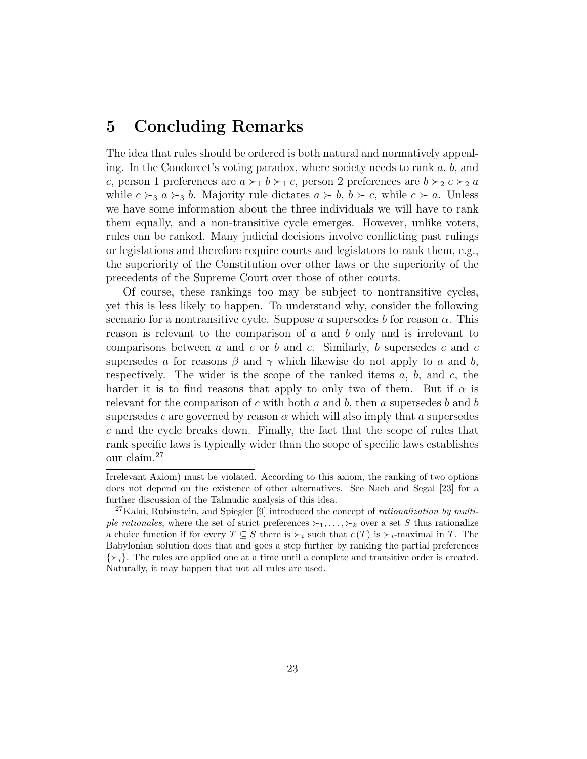# 5 Concluding Remarks

The idea that rules should be ordered is both natural and normatively appealing. In the Condorcet's voting paradox, where society needs to rank $a$, $b$, and $c$, person 1 preferences are $a \succ_1 b \succ_1 c$, person 2 preferences are $b \succ_2 c \succ_2 a$ while $c \succ_3 a \succ_3 b$. Majority rule dictates $a \succ b$, $b \succ c$, while $c \succ a$. Unless we have some information about the three individuals we will have to rank them equally, and a non-transitive cycle emerges. However, unlike voters, rules can be ranked. Many judicial decisions involve conflicting past rulings or legislations and therefore require courts and legislators to rank them, e.g., the superiority of the Constitution over other laws or the superiority of the precedents of the Supreme Court over those of other courts.

Of course, these rankings too may be subject to nontransitive cycles, yet this is less likely to happen. To understand why, consider the following scenario for a nontransitive cycle. Suppose $a$ supersedes $b$ for reason $\alpha$. This reason is relevant to the comparison of $a$ and $b$ only and is irrelevant to comparisons between $a$ and $c$ or $b$ and $c$. Similarly, $b$ supersedes $c$ and $c$ supersedes $a$ for reasons $\beta$ and $\gamma$ which likewise do not apply to $a$ and $b$, respectively. The wider is the scope of the ranked items $a$, $b$, and $c$, the harder it is to find reasons that apply to only two of them. But if $\alpha$ is relevant for the comparison of $c$ with both $a$ and $b$, then $a$ supersedes $b$ and $b$ supersedes $c$ are governed by reason $\alpha$ which will also imply that $a$ supersedes $c$ and the cycle breaks down. Finally, the fact that the scope of rules that rank specific laws is typically wider than the scope of specific laws establishes our claim.[27]

---

Irrelevant Axiom) must be violated. According to this axiom, the ranking of two options does not depend on the existence of other alternatives. See Naeh and Segal [23] for a further discussion of the Talmudic analysis of this idea.

[27] Kalai, Rubinstein, and Spiegler [9] introduced the concept of *rationalization by multiple rationales*, where the set of strict preferences $\succ_1, \ldots, \succ_k$ over a set $S$ thus rationalize a choice function if for every $T \subseteq S$ there is $\succ_i$ such that $c(T)$ is $\succ_i$-maximal in $T$. The Babylonian solution does that and goes a step further by ranking the partial preferences $\{\succ_i\}$. The rules are applied one at a time until a complete and transitive order is created. Naturally, it may happen that not all rules are used.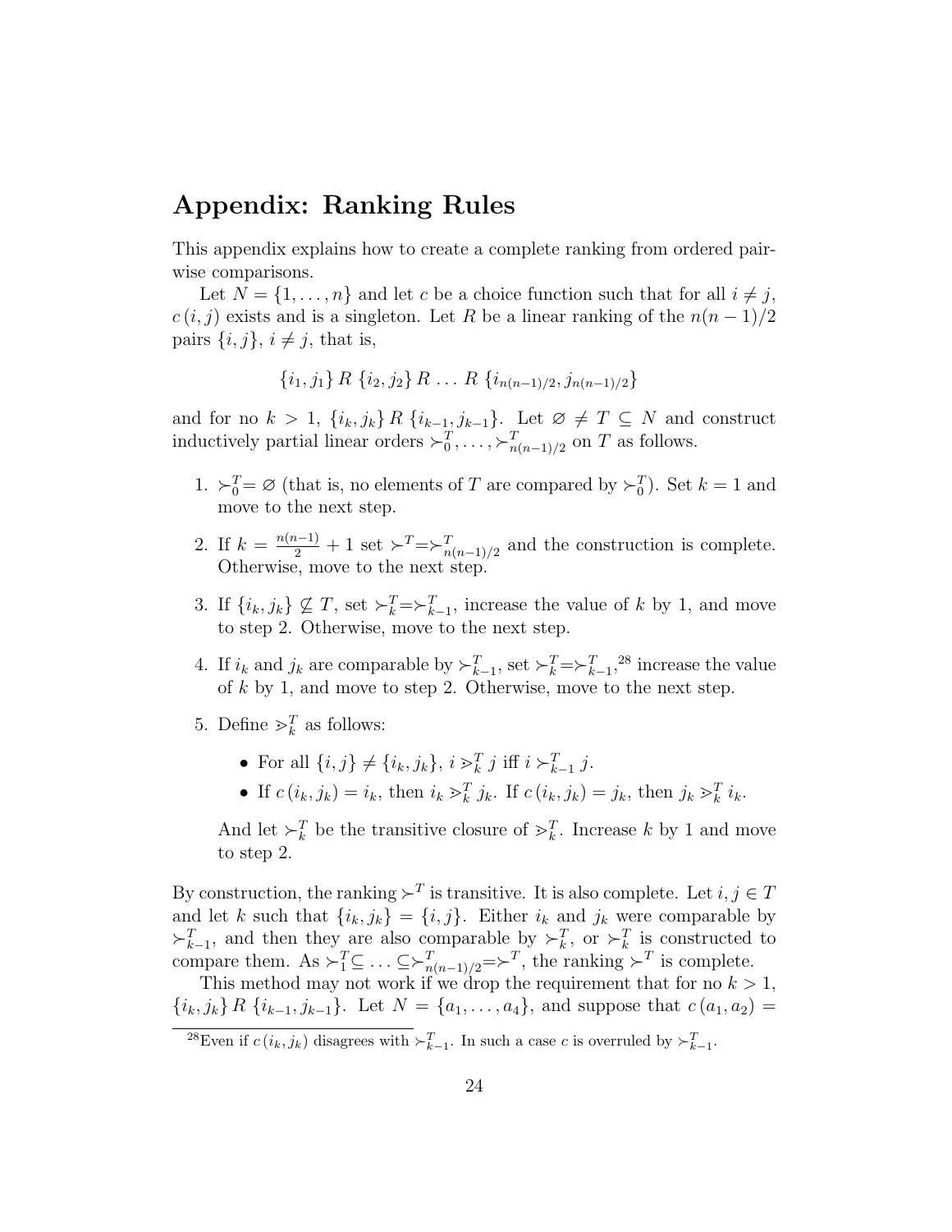# Appendix: Ranking Rules

This appendix explains how to create a complete ranking from ordered pairwise comparisons.

Let $N = \{1, \ldots, n\}$ and let $c$ be a choice function such that for all $i \neq j$, $c(i, j)$ exists and is a singleton. Let $R$ be a linear ranking of the $n(n-1)/2$ pairs $\{i, j\}$, $i \neq j$, that is,

$$\{i_1, j_1\} \, R \, \{i_2, j_2\} \, R \, \ldots \, R \, \{i_{n(n-1)/2}, j_{n(n-1)/2}\}$$

and for no $k > 1$, $\{i_k, j_k\} \, R \, \{i_{k-1}, j_{k-1}\}$. Let $\varnothing \neq T \subseteq N$ and construct inductively partial linear orders $\succ_0^T, \ldots, \succ_{n(n-1)/2}^T$ on $T$ as follows.

1. $\succ_0^T = \varnothing$ (that is, no elements of $T$ are compared by $\succ_0^T$). Set $k = 1$ and move to the next step.
2. If $k = \frac{n(n-1)}{2} + 1$ set $\succ^T = \succ_{n(n-1)/2}^T$ and the construction is complete. Otherwise, move to the next step.
3. If $\{i_k, j_k\} \not\subseteq T$, set $\succ_k^T = \succ_{k-1}^T$, increase the value of $k$ by 1, and move to step 2. Otherwise, move to the next step.
4. If $i_k$ and $j_k$ are comparable by $\succ_{k-1}^T$, set $\succ_k^T = \succ_{k-1}^T$,[28] increase the value of $k$ by 1, and move to step 2. Otherwise, move to the next step.
5. Define $\gtrdot_k^T$ as follows:
   - For all $\{i, j\} \neq \{i_k, j_k\}$, $i \gtrdot_k^T j$ iff $i \succ_{k-1}^T j$.
   - If $c(i_k, j_k) = i_k$, then $i_k \gtrdot_k^T j_k$. If $c(i_k, j_k) = j_k$, then $j_k \gtrdot_k^T i_k$.

   And let $\succ_k^T$ be the transitive closure of $\gtrdot_k^T$. Increase $k$ by 1 and move to step 2.

By construction, the ranking $\succ^T$ is transitive. It is also complete. Let $i, j \in T$ and let $k$ such that $\{i_k, j_k\} = \{i, j\}$. Either $i_k$ and $j_k$ were comparable by $\succ_{k-1}^T$, and then they are also comparable by $\succ_k^T$, or $\succ_k^T$ is constructed to compare them. As $\succ_1^T \subseteq \ldots \subseteq \succ_{n(n-1)/2}^T = \succ^T$, the ranking $\succ^T$ is complete.

This method may not work if we drop the requirement that for no $k > 1$, $\{i_k, j_k\} \, R \, \{i_{k-1}, j_{k-1}\}$. Let $N = \{a_1, \ldots, a_4\}$, and suppose that $c(a_1, a_2) =$

[28] Even if $c(i_k, j_k)$ disagrees with $\succ_{k-1}^T$. In such a case $c$ is overruled by $\succ_{k-1}^T$.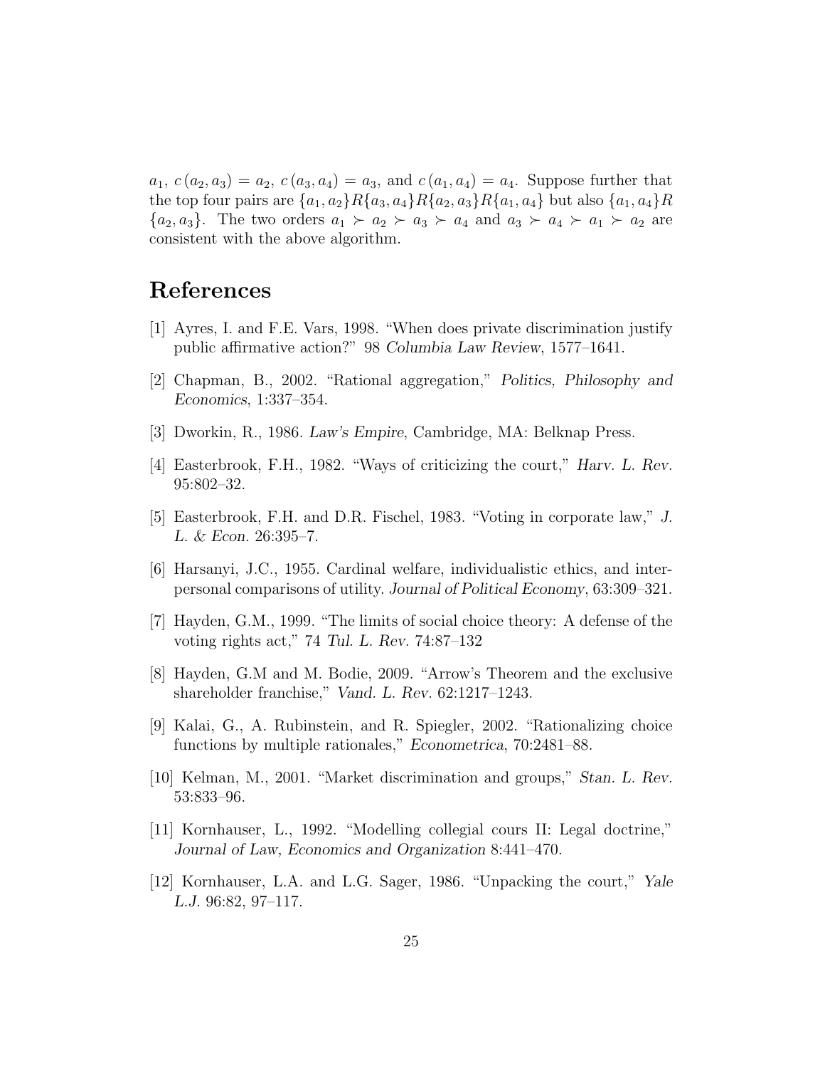$a_1$, $c(a_2, a_3) = a_2$, $c(a_3, a_4) = a_3$, and $c(a_1, a_4) = a_4$. Suppose further that the top four pairs are $\{a_1, a_2\} R \{a_3, a_4\} R \{a_2, a_3\} R \{a_1, a_4\}$ but also $\{a_1, a_4\} R \{a_2, a_3\}$. The two orders $a_1 \succ a_2 \succ a_3 \succ a_4$ and $a_3 \succ a_4 \succ a_1 \succ a_2$ are consistent with the above algorithm.

# References

[1] Ayres, I. and F.E. Vars, 1998. "When does private discrimination justify public affirmative action?" 98 *Columbia Law Review*, 1577–1641.

[2] Chapman, B., 2002. "Rational aggregation," *Politics, Philosophy and Economics*, 1:337–354.

[3] Dworkin, R., 1986. *Law's Empire*, Cambridge, MA: Belknap Press.

[4] Easterbrook, F.H., 1982. "Ways of criticizing the court," *Harv. L. Rev.* 95:802–32.

[5] Easterbrook, F.H. and D.R. Fischel, 1983. "Voting in corporate law," *J. L. & Econ.* 26:395–7.

[6] Harsanyi, J.C., 1955. Cardinal welfare, individualistic ethics, and interpersonal comparisons of utility. *Journal of Political Economy*, 63:309–321.

[7] Hayden, G.M., 1999. "The limits of social choice theory: A defense of the voting rights act," 74 *Tul. L. Rev.* 74:87–132

[8] Hayden, G.M and M. Bodie, 2009. "Arrow's Theorem and the exclusive shareholder franchise," *Vand. L. Rev.* 62:1217–1243.

[9] Kalai, G., A. Rubinstein, and R. Spiegler, 2002. "Rationalizing choice functions by multiple rationales," *Econometrica*, 70:2481–88.

[10] Kelman, M., 2001. "Market discrimination and groups," *Stan. L. Rev.* 53:833–96.

[11] Kornhauser, L., 1992. "Modelling collegial cours II: Legal doctrine," *Journal of Law, Economics and Organization* 8:441–470.

[12] Kornhauser, L.A. and L.G. Sager, 1986. "Unpacking the court," *Yale L.J.* 96:82, 97–117.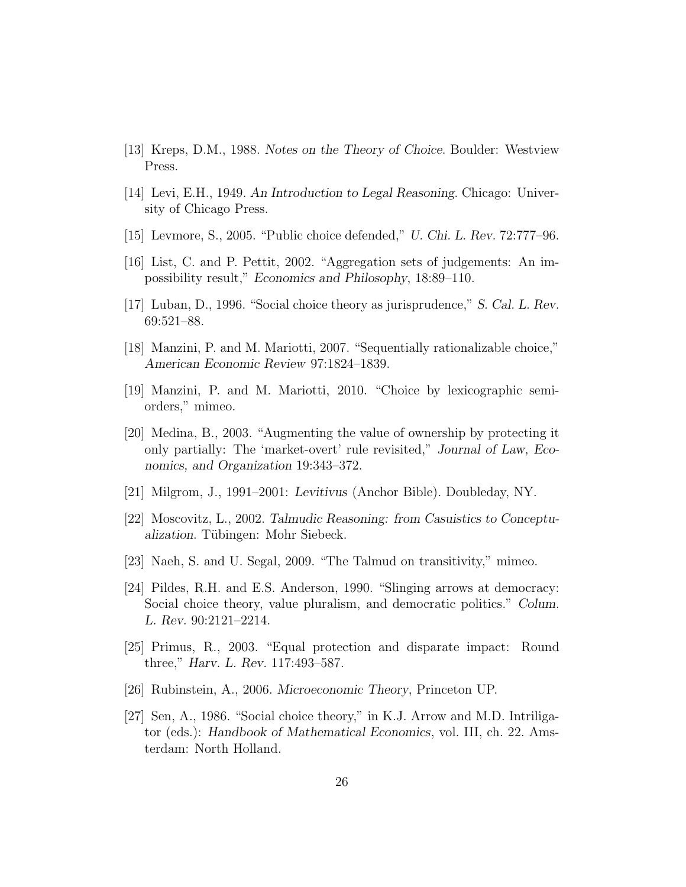[13] Kreps, D.M., 1988. *Notes on the Theory of Choice*. Boulder: Westview Press.

[14] Levi, E.H., 1949. *An Introduction to Legal Reasoning*. Chicago: University of Chicago Press.

[15] Levmore, S., 2005. "Public choice defended," *U. Chi. L. Rev.* 72:777–96.

[16] List, C. and P. Pettit, 2002. "Aggregation sets of judgements: An impossibility result," *Economics and Philosophy*, 18:89–110.

[17] Luban, D., 1996. "Social choice theory as jurisprudence," *S. Cal. L. Rev.* 69:521–88.

[18] Manzini, P. and M. Mariotti, 2007. "Sequentially rationalizable choice," *American Economic Review* 97:1824–1839.

[19] Manzini, P. and M. Mariotti, 2010. "Choice by lexicographic semiorders," mimeo.

[20] Medina, B., 2003. "Augmenting the value of ownership by protecting it only partially: The 'market-overt' rule revisited," *Journal of Law, Economics, and Organization* 19:343–372.

[21] Milgrom, J., 1991–2001: *Levitivus* (Anchor Bible). Doubleday, NY.

[22] Moscovitz, L., 2002. *Talmudic Reasoning: from Casuistics to Conceptualization*. Tübingen: Mohr Siebeck.

[23] Naeh, S. and U. Segal, 2009. "The Talmud on transitivity," mimeo.

[24] Pildes, R.H. and E.S. Anderson, 1990. "Slinging arrows at democracy: Social choice theory, value pluralism, and democratic politics." *Colum. L. Rev.* 90:2121–2214.

[25] Primus, R., 2003. "Equal protection and disparate impact: Round three," *Harv. L. Rev.* 117:493–587.

[26] Rubinstein, A., 2006. *Microeconomic Theory*, Princeton UP.

[27] Sen, A., 1986. "Social choice theory," in K.J. Arrow and M.D. Intriligator (eds.): *Handbook of Mathematical Economics*, vol. III, ch. 22. Amsterdam: North Holland.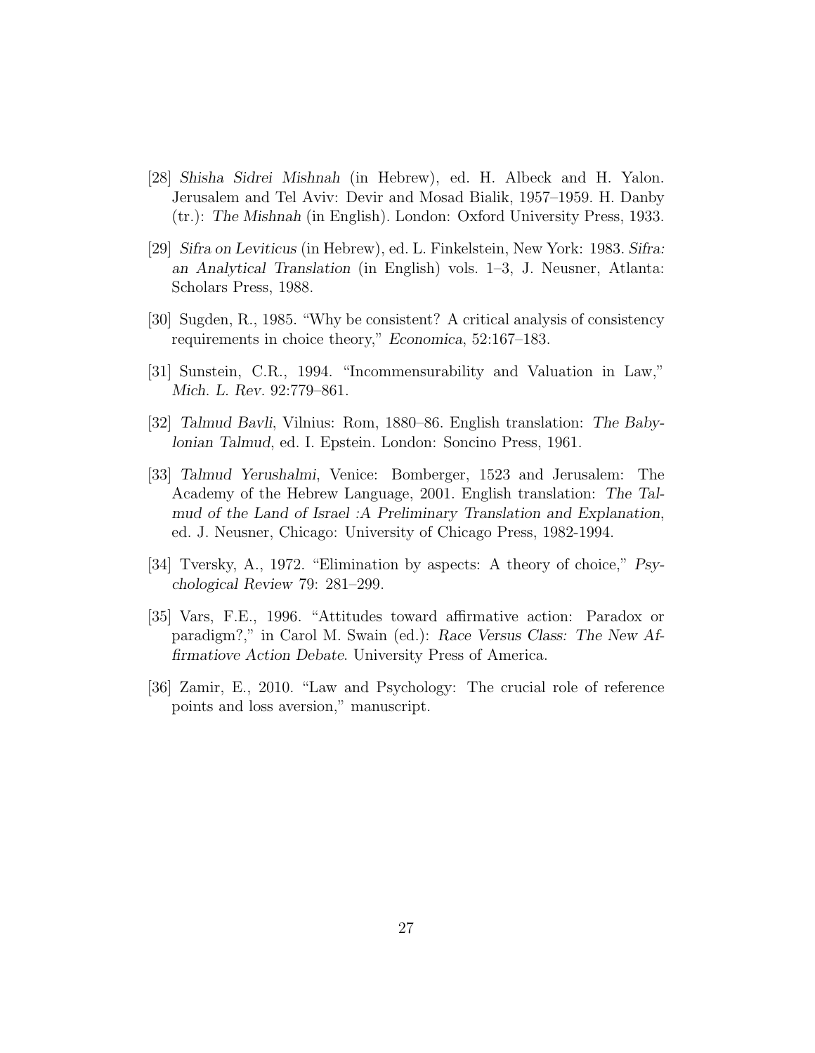[28] *Shisha Sidrei Mishnah* (in Hebrew), ed. H. Albeck and H. Yalon. Jerusalem and Tel Aviv: Devir and Mosad Bialik, 1957–1959. H. Danby (tr.): *The Mishnah* (in English). London: Oxford University Press, 1933.

[29] *Sifra on Leviticus* (in Hebrew), ed. L. Finkelstein, New York: 1983. *Sifra: an Analytical Translation* (in English) vols. 1–3, J. Neusner, Atlanta: Scholars Press, 1988.

[30] Sugden, R., 1985. "Why be consistent? A critical analysis of consistency requirements in choice theory," *Economica*, 52:167–183.

[31] Sunstein, C.R., 1994. "Incommensurability and Valuation in Law," *Mich. L. Rev.* 92:779–861.

[32] *Talmud Bavli*, Vilnius: Rom, 1880–86. English translation: *The Babylonian Talmud*, ed. I. Epstein. London: Soncino Press, 1961.

[33] *Talmud Yerushalmi*, Venice: Bomberger, 1523 and Jerusalem: The Academy of the Hebrew Language, 2001. English translation: *The Talmud of the Land of Israel :A Preliminary Translation and Explanation*, ed. J. Neusner, Chicago: University of Chicago Press, 1982-1994.

[34] Tversky, A., 1972. "Elimination by aspects: A theory of choice," *Psychological Review* 79: 281–299.

[35] Vars, F.E., 1996. "Attitudes toward affirmative action: Paradox or paradigm?," in Carol M. Swain (ed.): *Race Versus Class: The New Affirmatiove Action Debate*. University Press of America.

[36] Zamir, E., 2010. "Law and Psychology: The crucial role of reference points and loss aversion," manuscript.